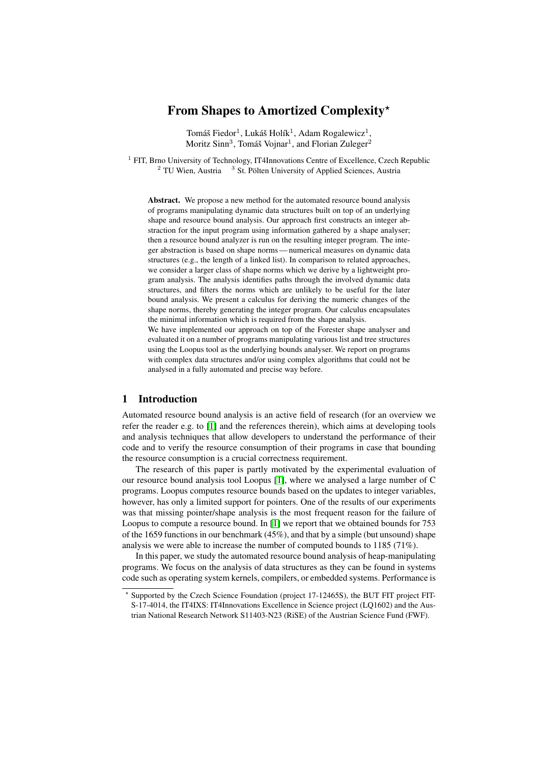# From Shapes to Amortized Complexity*

Tomáš Fiedor[1], Lukáš Holík[1], Adam Rogalewicz[1], Moritz Sinn[3], Tomáš Vojnar[1], and Florian Zuleger[2]

[1] FIT, Brno University of Technology, IT4Innovations Centre of Excellence, Czech Republic
[2] TU Wien, Austria [3] St. Pölten University of Applied Sciences, Austria

**Abstract.** We propose a new method for the automated resource bound analysis of programs manipulating dynamic data structures built on top of an underlying shape and resource bound analysis. Our approach first constructs an integer abstraction for the input program using information gathered by a shape analyser; then a resource bound analyzer is run on the resulting integer program. The integer abstraction is based on shape norms — numerical measures on dynamic data structures (e.g., the length of a linked list). In comparison to related approaches, we consider a larger class of shape norms which we derive by a lightweight program analysis. The analysis identifies paths through the involved dynamic data structures, and filters the norms which are unlikely to be useful for the later bound analysis. We present a calculus for deriving the numeric changes of the shape norms, thereby generating the integer program. Our calculus encapsulates the minimal information which is required from the shape analysis.
We have implemented our approach on top of the Forester shape analyser and evaluated it on a number of programs manipulating various list and tree structures using the Loopus tool as the underlying bounds analyser. We report on programs with complex data structures and/or using complex algorithms that could not be analysed in a fully automated and precise way before.

## 1 Introduction

Automated resource bound analysis is an active field of research (for an overview we refer the reader e.g. to [1] and the references therein), which aims at developing tools and analysis techniques that allow developers to understand the performance of their code and to verify the resource consumption of their programs in case that bounding the resource consumption is a crucial correctness requirement.

The research of this paper is partly motivated by the experimental evaluation of our resource bound analysis tool Loopus [1], where we analysed a large number of C programs. Loopus computes resource bounds based on the updates to integer variables, however, has only a limited support for pointers. One of the results of our experiments was that missing pointer/shape analysis is the most frequent reason for the failure of Loopus to compute a resource bound. In [1] we report that we obtained bounds for 753 of the 1659 functions in our benchmark (45%), and that by a simple (but unsound) shape analysis we were able to increase the number of computed bounds to 1185 (71%).

In this paper, we study the automated resource bound analysis of heap-manipulating programs. We focus on the analysis of data structures as they can be found in systems code such as operating system kernels, compilers, or embedded systems. Performance is

---

* Supported by the Czech Science Foundation (project 17-12465S), the BUT FIT project FIT-S-17-4014, the IT4IXS: IT4Innovations Excellence in Science project (LQ1602) and the Austrian National Research Network S11403-N23 (RiSE) of the Austrian Science Fund (FWF).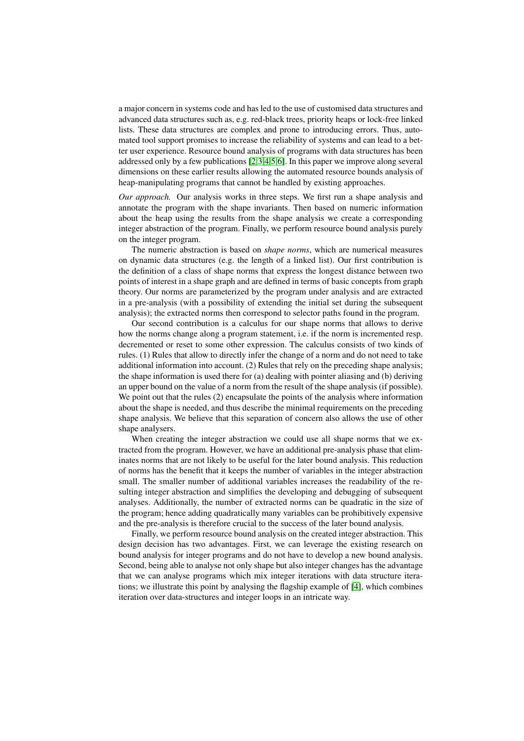a major concern in systems code and has led to the use of customised data structures and advanced data structures such as, e.g. red-black trees, priority heaps or lock-free linked lists. These data structures are complex and prone to introducing errors. Thus, automated tool support promises to increase the reliability of systems and can lead to a better user experience. Resource bound analysis of programs with data structures has been addressed only by a few publications [2,3,4,5,6]. In this paper we improve along several dimensions on these earlier results allowing the automated resource bounds analysis of heap-manipulating programs that cannot be handled by existing approaches.

*Our approach.* Our analysis works in three steps. We first run a shape analysis and annotate the program with the shape invariants. Then based on numeric information about the heap using the results from the shape analysis we create a corresponding integer abstraction of the program. Finally, we perform resource bound analysis purely on the integer program.

The numeric abstraction is based on *shape norms*, which are numerical measures on dynamic data structures (e.g. the length of a linked list). Our first contribution is the definition of a class of shape norms that express the longest distance between two points of interest in a shape graph and are defined in terms of basic concepts from graph theory. Our norms are parameterized by the program under analysis and are extracted in a pre-analysis (with a possibility of extending the initial set during the subsequent analysis); the extracted norms then correspond to selector paths found in the program.

Our second contribution is a calculus for our shape norms that allows to derive how the norms change along a program statement, i.e. if the norm is incremented resp. decremented or reset to some other expression. The calculus consists of two kinds of rules. (1) Rules that allow to directly infer the change of a norm and do not need to take additional information into account. (2) Rules that rely on the preceding shape analysis; the shape information is used there for (a) dealing with pointer aliasing and (b) deriving an upper bound on the value of a norm from the result of the shape analysis (if possible). We point out that the rules (2) encapsulate the points of the analysis where information about the shape is needed, and thus describe the minimal requirements on the preceding shape analysis. We believe that this separation of concern also allows the use of other shape analysers.

When creating the integer abstraction we could use all shape norms that we extracted from the program. However, we have an additional pre-analysis phase that eliminates norms that are not likely to be useful for the later bound analysis. This reduction of norms has the benefit that it keeps the number of variables in the integer abstraction small. The smaller number of additional variables increases the readability of the resulting integer abstraction and simplifies the developing and debugging of subsequent analyses. Additionally, the number of extracted norms can be quadratic in the size of the program; hence adding quadratically many variables can be prohibitively expensive and the pre-analysis is therefore crucial to the success of the later bound analysis.

Finally, we perform resource bound analysis on the created integer abstraction. This design decision has two advantages. First, we can leverage the existing research on bound analysis for integer programs and do not have to develop a new bound analysis. Second, being able to analyse not only shape but also integer changes has the advantage that we can analyse programs which mix integer iterations with data structure iterations; we illustrate this point by analysing the flagship example of [4], which combines iteration over data-structures and integer loops in an intricate way.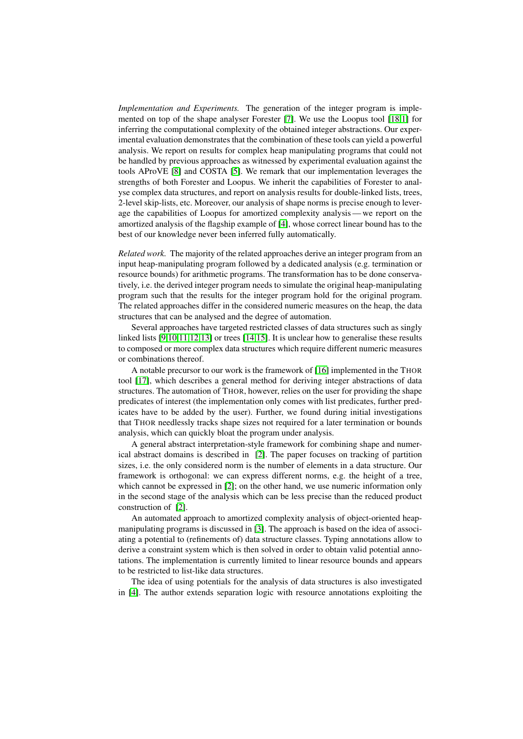*Implementation and Experiments.* The generation of the integer program is implemented on top of the shape analyser Forester [7]. We use the Loopus tool [18,1] for inferring the computational complexity of the obtained integer abstractions. Our experimental evaluation demonstrates that the combination of these tools can yield a powerful analysis. We report on results for complex heap manipulating programs that could not be handled by previous approaches as witnessed by experimental evaluation against the tools AProVE [8] and COSTA [5]. We remark that our implementation leverages the strengths of both Forester and Loopus. We inherit the capabilities of Forester to analyse complex data structures, and report on analysis results for double-linked lists, trees, 2-level skip-lists, etc. Moreover, our analysis of shape norms is precise enough to leverage the capabilities of Loopus for amortized complexity analysis — we report on the amortized analysis of the flagship example of [4], whose correct linear bound has to the best of our knowledge never been inferred fully automatically.

*Related work.* The majority of the related approaches derive an integer program from an input heap-manipulating program followed by a dedicated analysis (e.g. termination or resource bounds) for arithmetic programs. The transformation has to be done conservatively, i.e. the derived integer program needs to simulate the original heap-manipulating program such that the results for the integer program hold for the original program. The related approaches differ in the considered numeric measures on the heap, the data structures that can be analysed and the degree of automation.

Several approaches have targeted restricted classes of data structures such as singly linked lists [9,10,11,12,13] or trees [14,15]. It is unclear how to generalise these results to composed or more complex data structures which require different numeric measures or combinations thereof.

A notable precursor to our work is the framework of [16] implemented in the THOR tool [17], which describes a general method for deriving integer abstractions of data structures. The automation of THOR, however, relies on the user for providing the shape predicates of interest (the implementation only comes with list predicates, further predicates have to be added by the user). Further, we found during initial investigations that THOR needlessly tracks shape sizes not required for a later termination or bounds analysis, which can quickly bloat the program under analysis.

A general abstract interpretation-style framework for combining shape and numerical abstract domains is described in [2]. The paper focuses on tracking of partition sizes, i.e. the only considered norm is the number of elements in a data structure. Our framework is orthogonal: we can express different norms, e.g. the height of a tree, which cannot be expressed in [2]; on the other hand, we use numeric information only in the second stage of the analysis which can be less precise than the reduced product construction of [2].

An automated approach to amortized complexity analysis of object-oriented heap-manipulating programs is discussed in [3]. The approach is based on the idea of associating a potential to (refinements of) data structure classes. Typing annotations allow to derive a constraint system which is then solved in order to obtain valid potential annotations. The implementation is currently limited to linear resource bounds and appears to be restricted to list-like data structures.

The idea of using potentials for the analysis of data structures is also investigated in [4]. The author extends separation logic with resource annotations exploiting the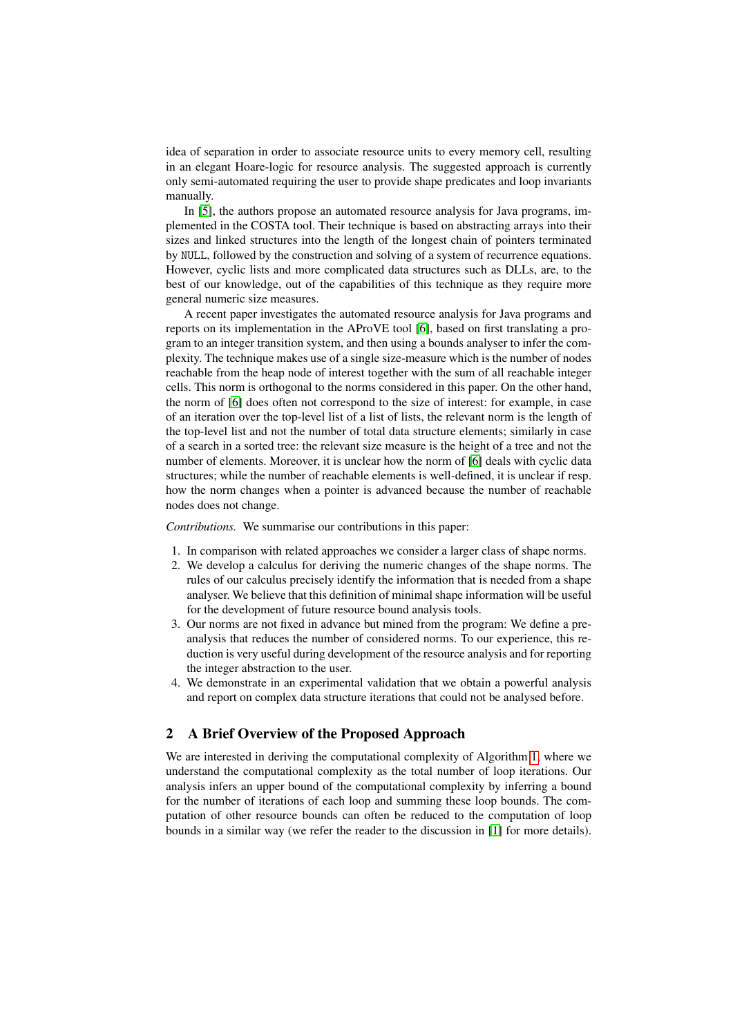idea of separation in order to associate resource units to every memory cell, resulting in an elegant Hoare-logic for resource analysis. The suggested approach is currently only semi-automated requiring the user to provide shape predicates and loop invariants manually.

In [5], the authors propose an automated resource analysis for Java programs, implemented in the COSTA tool. Their technique is based on abstracting arrays into their sizes and linked structures into the length of the longest chain of pointers terminated by `NULL`, followed by the construction and solving of a system of recurrence equations. However, cyclic lists and more complicated data structures such as DLLs, are, to the best of our knowledge, out of the capabilities of this technique as they require more general numeric size measures.

A recent paper investigates the automated resource analysis for Java programs and reports on its implementation in the AProVE tool [6], based on first translating a program to an integer transition system, and then using a bounds analyser to infer the complexity. The technique makes use of a single size-measure which is the number of nodes reachable from the heap node of interest together with the sum of all reachable integer cells. This norm is orthogonal to the norms considered in this paper. On the other hand, the norm of [6] does often not correspond to the size of interest: for example, in case of an iteration over the top-level list of a list of lists, the relevant norm is the length of the top-level list and not the number of total data structure elements; similarly in case of a search in a sorted tree: the relevant size measure is the height of a tree and not the number of elements. Moreover, it is unclear how the norm of [6] deals with cyclic data structures; while the number of reachable elements is well-defined, it is unclear if resp. how the norm changes when a pointer is advanced because the number of reachable nodes does not change.

*Contributions.* We summarise our contributions in this paper:

1. In comparison with related approaches we consider a larger class of shape norms.
2. We develop a calculus for deriving the numeric changes of the shape norms. The rules of our calculus precisely identify the information that is needed from a shape analyser. We believe that this definition of minimal shape information will be useful for the development of future resource bound analysis tools.
3. Our norms are not fixed in advance but mined from the program: We define a pre-analysis that reduces the number of considered norms. To our experience, this reduction is very useful during development of the resource analysis and for reporting the integer abstraction to the user.
4. We demonstrate in an experimental validation that we obtain a powerful analysis and report on complex data structure iterations that could not be analysed before.

## 2 A Brief Overview of the Proposed Approach

We are interested in deriving the computational complexity of Algorithm 1, where we understand the computational complexity as the total number of loop iterations. Our analysis infers an upper bound of the computational complexity by inferring a bound for the number of iterations of each loop and summing these loop bounds. The computation of other resource bounds can often be reduced to the computation of loop bounds in a similar way (we refer the reader to the discussion in [1] for more details).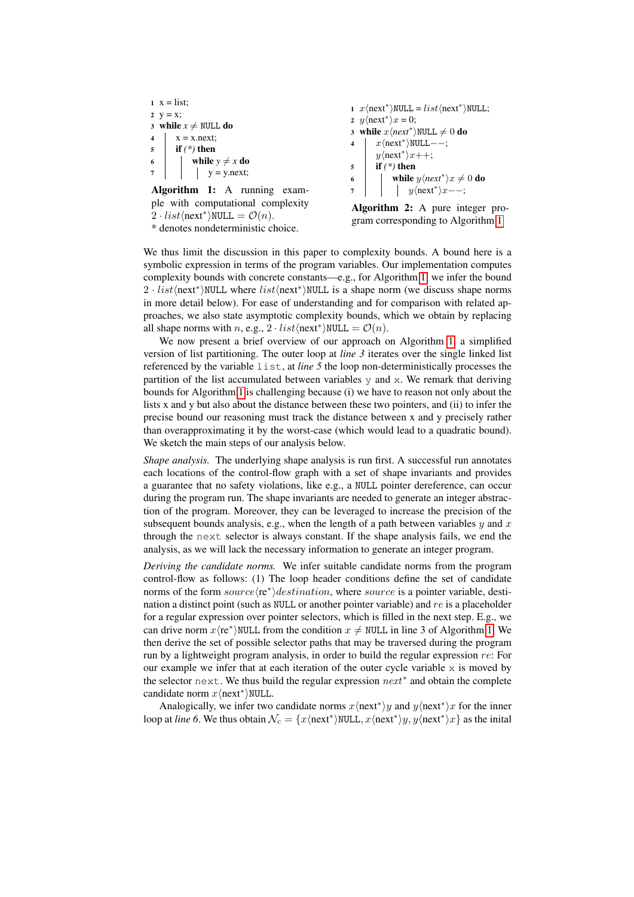```
1  x = list;
2  y = x;
3  while x ≠ NULL do
4  |  x = x.next;
5  |  if (*) then
6  |  |  while y ≠ x do
7  |  |  |  y = y.next;
```

**Algorithm 1:** A running example with computational complexity $2 \cdot list\langle\text{next}^*\rangle\texttt{NULL} = \mathcal{O}(n)$.
\* denotes nondeterministic choice.

```
1  x⟨next*⟩NULL = list⟨next*⟩NULL;
2  y⟨next*⟩x = 0;
3  while x⟨next*⟩NULL ≠ 0 do
4  |  x⟨next*⟩NULL−−;
   |  y⟨next*⟩x++;
5  |  if (*) then
6  |  |  while y⟨next*⟩x ≠ 0 do
7  |  |  |  y⟨next*⟩x−−;
```

**Algorithm 2:** A pure integer program corresponding to Algorithm 1

We thus limit the discussion in this paper to complexity bounds. A bound here is a symbolic expression in terms of the program variables. Our implementation computes complexity bounds with concrete constants—e.g., for Algorithm 1, we infer the bound $2 \cdot list\langle\text{next}^*\rangle\texttt{NULL}$ where $list\langle\text{next}^*\rangle\texttt{NULL}$ is a shape norm (we discuss shape norms in more detail below). For ease of understanding and for comparison with related approaches, we also state asymptotic complexity bounds, which we obtain by replacing all shape norms with $n$, e.g., $2 \cdot list\langle\text{next}^*\rangle\texttt{NULL} = \mathcal{O}(n)$.

We now present a brief overview of our approach on Algorithm 1, a simplified version of list partitioning. The outer loop at *line 3* iterates over the single linked list referenced by the variable `list`, at *line 5* the loop non-deterministically processes the partition of the list accumulated between variables `y` and `x`. We remark that deriving bounds for Algorithm 1 is challenging because (i) we have to reason not only about the lists x and y but also about the distance between these two pointers, and (ii) to infer the precise bound our reasoning must track the distance between x and y precisely rather than overapproximating it by the worst-case (which would lead to a quadratic bound). We sketch the main steps of our analysis below.

*Shape analysis.* The underlying shape analysis is run first. A successful run annotates each locations of the control-flow graph with a set of shape invariants and provides a guarantee that no safety violations, like e.g., a NULL pointer dereference, can occur during the program run. The shape invariants are needed to generate an integer abstraction of the program. Moreover, they can be leveraged to increase the precision of the subsequent bounds analysis, e.g., when the length of a path between variables $y$ and $x$ through the `next` selector is always constant. If the shape analysis fails, we end the analysis, as we will lack the necessary information to generate an integer program.

*Deriving the candidate norms.* We infer suitable candidate norms from the program control-flow as follows: (1) The loop header conditions define the set of candidate norms of the form $source\langle\text{re}^*\rangle destination$, where $source$ is a pointer variable, destination a distinct point (such as NULL or another pointer variable) and $re$ is a placeholder for a regular expression over pointer selectors, which is filled in the next step. E.g., we can drive norm $x\langle\text{re}^*\rangle\texttt{NULL}$ from the condition $x \neq \texttt{NULL}$ in line 3 of Algorithm 1. We then derive the set of possible selector paths that may be traversed during the program run by a lightweight program analysis, in order to build the regular expression $re$: For our example we infer that at each iteration of the outer cycle variable `x` is moved by the selector `next`. We thus build the regular expression $next^*$ and obtain the complete candidate norm $x\langle\text{next}^*\rangle\texttt{NULL}$.

Analogically, we infer two candidate norms $x\langle\text{next}^*\rangle y$ and $y\langle\text{next}^*\rangle x$ for the inner loop at *line 6*. We thus obtain $\mathcal{N}_c = \{x\langle\text{next}^*\rangle\texttt{NULL}, x\langle\text{next}^*\rangle y, y\langle\text{next}^*\rangle x\}$ as the inital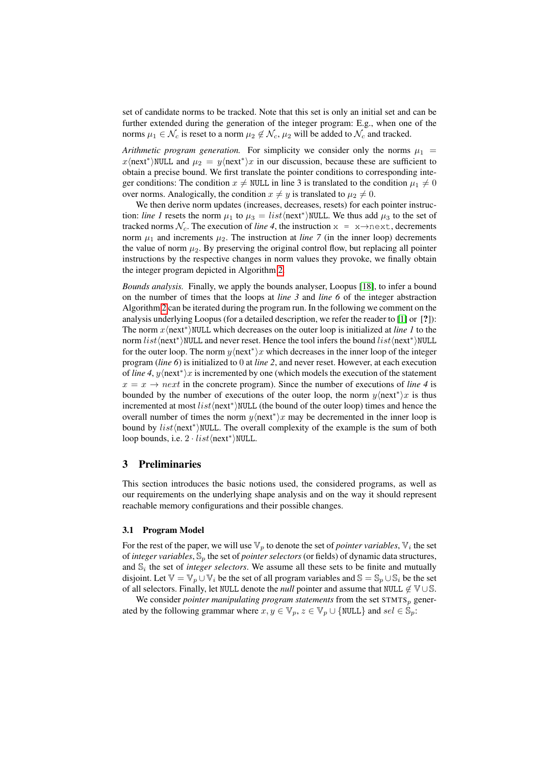set of candidate norms to be tracked. Note that this set is only an initial set and can be further extended during the generation of the integer program: E.g., when one of the norms $\mu_1 \in \mathcal{N}_c$ is reset to a norm $\mu_2 \notin \mathcal{N}_c$, $\mu_2$ will be added to $\mathcal{N}_c$ and tracked.

*Arithmetic program generation.* For simplicity we consider only the norms $\mu_1 = x\langle\text{next}^*\rangle\texttt{NULL}$ and $\mu_2 = y\langle\text{next}^*\rangle x$ in our discussion, because these are sufficient to obtain a precise bound. We first translate the pointer conditions to corresponding integer conditions: The condition $x \neq \texttt{NULL}$ in line 3 is translated to the condition $\mu_1 \neq 0$ over norms. Analogically, the condition $x \neq y$ is translated to $\mu_2 \neq 0$.

We then derive norm updates (increases, decreases, resets) for each pointer instruction: *line 1* resets the norm $\mu_1$ to $\mu_3 = list\langle\text{next}^*\rangle\texttt{NULL}$. We thus add $\mu_3$ to the set of tracked norms $\mathcal{N}_c$. The execution of *line 4*, the instruction `x = x→next`, decrements norm $\mu_1$ and increments $\mu_2$. The instruction at *line 7* (in the inner loop) decrements the value of norm $\mu_2$. By preserving the original control flow, but replacing all pointer instructions by the respective changes in norm values they provoke, we finally obtain the integer program depicted in Algorithm 2.

*Bounds analysis.* Finally, we apply the bounds analyser, Loopus [18], to infer a bound on the number of times that the loops at *line 3* and *line 6* of the integer abstraction Algorithm 2 can be iterated during the program run. In the following we comment on the analysis underlying Loopus (for a detailed description, we refer the reader to [1] or [**?**]): The norm $x\langle\text{next}^*\rangle\texttt{NULL}$ which decreases on the outer loop is initialized at *line 1* to the norm $list\langle\text{next}^*\rangle\texttt{NULL}$ and never reset. Hence the tool infers the bound $list\langle\text{next}^*\rangle\texttt{NULL}$ for the outer loop. The norm $y\langle\text{next}^*\rangle x$ which decreases in the inner loop of the integer program (*line 6*) is initialized to $0$ at *line 2*, and never reset. However, at each execution of *line 4*, $y\langle\text{next}^*\rangle x$ is incremented by one (which models the execution of the statement $x = x \to next$ in the concrete program). Since the number of executions of *line 4* is bounded by the number of executions of the outer loop, the norm $y\langle\text{next}^*\rangle x$ is thus incremented at most $list\langle\text{next}^*\rangle\texttt{NULL}$ (the bound of the outer loop) times and hence the overall number of times the norm $y\langle\text{next}^*\rangle x$ may be decremented in the inner loop is bound by $list\langle\text{next}^*\rangle\texttt{NULL}$. The overall complexity of the example is the sum of both loop bounds, i.e. $2 \cdot list\langle\text{next}^*\rangle\texttt{NULL}$.

## 3 Preliminaries

This section introduces the basic notions used, the considered programs, as well as our requirements on the underlying shape analysis and on the way it should represent reachable memory configurations and their possible changes.

### 3.1 Program Model

For the rest of the paper, we will use $\mathbb{V}_p$ to denote the set of *pointer variables*, $\mathbb{V}_i$ the set of *integer variables*, $\mathbb{S}_p$ the set of *pointer selectors* (or fields) of dynamic data structures, and $\mathbb{S}_i$ the set of *integer selectors*. We assume all these sets to be finite and mutually disjoint. Let $\mathbb{V} = \mathbb{V}_p \cup \mathbb{V}_i$ be the set of all program variables and $\mathbb{S} = \mathbb{S}_p \cup \mathbb{S}_i$ be the set of all selectors. Finally, let NULL denote the *null* pointer and assume that $\texttt{NULL} \notin \mathbb{V} \cup \mathbb{S}$.

We consider *pointer manipulating program statements* from the set $\text{STMTS}_p$ generated by the following grammar where $x, y \in \mathbb{V}_p$, $z \in \mathbb{V}_p \cup \{\texttt{NULL}\}$ and $sel \in \mathbb{S}_p$: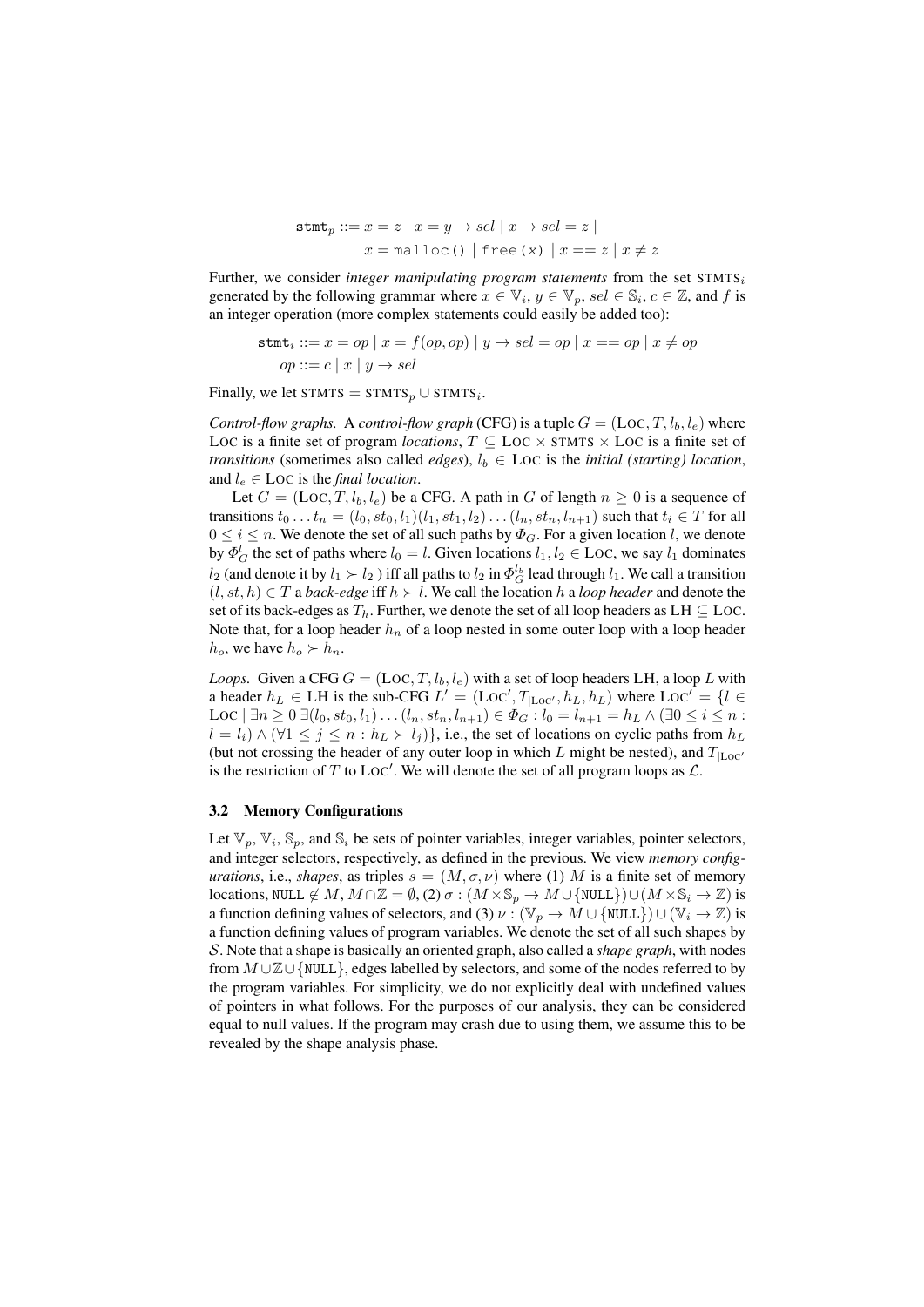$$\texttt{stmt}_p ::= x = z \mid x = y \rightarrow sel \mid x \rightarrow sel = z \mid$$
$$x = \texttt{malloc()} \mid \texttt{free(x)} \mid x == z \mid x \neq z$$

Further, we consider *integer manipulating program statements* from the set $\text{STMTS}_i$ generated by the following grammar where $x \in \mathbb{V}_i$, $y \in \mathbb{V}_p$, $sel \in \mathbb{S}_i$, $c \in \mathbb{Z}$, and $f$ is an integer operation (more complex statements could easily be added too):

$$\texttt{stmt}_i ::= x = op \mid x = f(op, op) \mid y \rightarrow sel = op \mid x == op \mid x \neq op$$
$$op ::= c \mid x \mid y \rightarrow sel$$

Finally, we let $\text{STMTS} = \text{STMTS}_p \cup \text{STMTS}_i$.

*Control-flow graphs.* A *control-flow graph* (CFG) is a tuple $G = (\text{LOC}, T, l_b, l_e)$ where LOC is a finite set of program *locations*, $T \subseteq \text{LOC} \times \text{STMTS} \times \text{LOC}$ is a finite set of *transitions* (sometimes also called *edges*), $l_b \in \text{LOC}$ is the *initial (starting) location*, and $l_e \in \text{LOC}$ is the *final location*.

Let $G = (\text{LOC}, T, l_b, l_e)$ be a CFG. A path in $G$ of length $n \geq 0$ is a sequence of transitions $t_0 \ldots t_n = (l_0, st_0, l_1)(l_1, st_1, l_2) \ldots (l_n, st_n, l_{n+1})$ such that $t_i \in T$ for all $0 \leq i \leq n$. We denote the set of all such paths by $\Phi_G$. For a given location $l$, we denote by $\Phi_G^l$ the set of paths where $l_0 = l$. Given locations $l_1, l_2 \in \text{LOC}$, we say $l_1$ dominates $l_2$ (and denote it by $l_1 \succ l_2$ ) iff all paths to $l_2$ in $\Phi_G^{l_b}$ lead through $l_1$. We call a transition $(l, st, h) \in T$ a *back-edge* iff $h \succ l$. We call the location $h$ a *loop header* and denote the set of its back-edges as $T_h$. Further, we denote the set of all loop headers as $\text{LH} \subseteq \text{LOC}$. Note that, for a loop header $h_n$ of a loop nested in some outer loop with a loop header $h_o$, we have $h_o \succ h_n$.

*Loops.* Given a CFG $G = (\text{LOC}, T, l_b, l_e)$ with a set of loop headers LH, a loop $L$ with a header $h_L \in \text{LH}$ is the sub-CFG $L' = (\text{LOC}', T_{|\text{LOC}'}, h_L, h_L)$ where $\text{LOC}' = \{l \in \text{LOC} \mid \exists n \geq 0\ \exists (l_0, st_0, l_1) \ldots (l_n, st_n, l_{n+1}) \in \Phi_G : l_0 = l_{n+1} = h_L \wedge (\exists 0 \leq i \leq n : l = l_i) \wedge (\forall 1 \leq j \leq n : h_L \succ l_j)\}$, i.e., the set of locations on cyclic paths from $h_L$ (but not crossing the header of any outer loop in which $L$ might be nested), and $T_{|\text{LOC}'}$ is the restriction of $T$ to $\text{LOC}'$. We will denote the set of all program loops as $\mathcal{L}$.

### 3.2 Memory Configurations

Let $\mathbb{V}_p$, $\mathbb{V}_i$, $\mathbb{S}_p$, and $\mathbb{S}_i$ be sets of pointer variables, integer variables, pointer selectors, and integer selectors, respectively, as defined in the previous. We view *memory configurations*, i.e., *shapes*, as triples $s = (M, \sigma, \nu)$ where (1) $M$ is a finite set of memory locations, $\texttt{NULL} \notin M$, $M \cap \mathbb{Z} = \emptyset$, (2) $\sigma : (M \times \mathbb{S}_p \rightarrow M \cup \{\texttt{NULL}\}) \cup (M \times \mathbb{S}_i \rightarrow \mathbb{Z})$ is a function defining values of selectors, and (3) $\nu : (\mathbb{V}_p \rightarrow M \cup \{\texttt{NULL}\}) \cup (\mathbb{V}_i \rightarrow \mathbb{Z})$ is a function defining values of program variables. We denote the set of all such shapes by $\mathcal{S}$. Note that a shape is basically an oriented graph, also called a *shape graph*, with nodes from $M \cup \mathbb{Z} \cup \{\texttt{NULL}\}$, edges labelled by selectors, and some of the nodes referred to by the program variables. For simplicity, we do not explicitly deal with undefined values of pointers in what follows. For the purposes of our analysis, they can be considered equal to null values. If the program may crash due to using them, we assume this to be revealed by the shape analysis phase.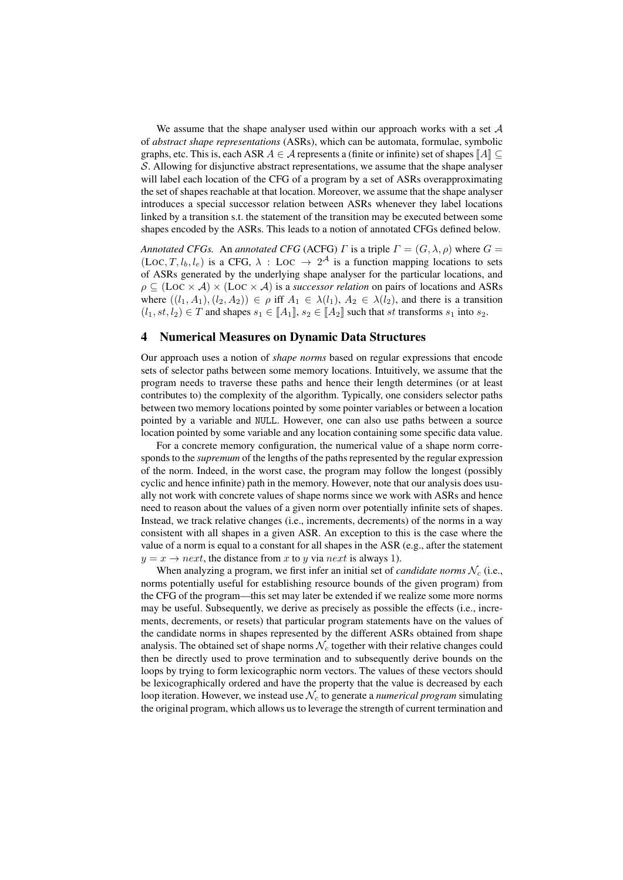We assume that the shape analyser used within our approach works with a set $\mathcal{A}$ of *abstract shape representations* (ASRs), which can be automata, formulae, symbolic graphs, etc. This is, each ASR $A \in \mathcal{A}$ represents a (finite or infinite) set of shapes $[\![A]\!] \subseteq \mathcal{S}$. Allowing for disjunctive abstract representations, we assume that the shape analyser will label each location of the CFG of a program by a set of ASRs overapproximating the set of shapes reachable at that location. Moreover, we assume that the shape analyser introduces a special successor relation between ASRs whenever they label locations linked by a transition s.t. the statement of the transition may be executed between some shapes encoded by the ASRs. This leads to a notion of annotated CFGs defined below.

*Annotated CFGs.* An *annotated CFG* (ACFG) $\Gamma$ is a triple $\Gamma = (G, \lambda, \rho)$ where $G = (\textsc{Loc}, T, l_b, l_e)$ is a CFG, $\lambda : \textsc{Loc} \rightarrow 2^{\mathcal{A}}$ is a function mapping locations to sets of ASRs generated by the underlying shape analyser for the particular locations, and $\rho \subseteq (\textsc{Loc} \times \mathcal{A}) \times (\textsc{Loc} \times \mathcal{A})$ is a *successor relation* on pairs of locations and ASRs where $((l_1, A_1), (l_2, A_2)) \in \rho$ iff $A_1 \in \lambda(l_1)$, $A_2 \in \lambda(l_2)$, and there is a transition $(l_1, st, l_2) \in T$ and shapes $s_1 \in [\![A_1]\!]$, $s_2 \in [\![A_2]\!]$ such that $st$ transforms $s_1$ into $s_2$.

## 4 Numerical Measures on Dynamic Data Structures

Our approach uses a notion of *shape norms* based on regular expressions that encode sets of selector paths between some memory locations. Intuitively, we assume that the program needs to traverse these paths and hence their length determines (or at least contributes to) the complexity of the algorithm. Typically, one considers selector paths between two memory locations pointed by some pointer variables or between a location pointed by a variable and NULL. However, one can also use paths between a source location pointed by some variable and any location containing some specific data value.

For a concrete memory configuration, the numerical value of a shape norm corresponds to the *supremum* of the lengths of the paths represented by the regular expression of the norm. Indeed, in the worst case, the program may follow the longest (possibly cyclic and hence infinite) path in the memory. However, note that our analysis does usually not work with concrete values of shape norms since we work with ASRs and hence need to reason about the values of a given norm over potentially infinite sets of shapes. Instead, we track relative changes (i.e., increments, decrements) of the norms in a way consistent with all shapes in a given ASR. An exception to this is the case where the value of a norm is equal to a constant for all shapes in the ASR (e.g., after the statement $y = x \rightarrow next$, the distance from $x$ to $y$ via $next$ is always 1).

When analyzing a program, we first infer an initial set of *candidate norms* $\mathcal{N}_c$ (i.e., norms potentially useful for establishing resource bounds of the given program) from the CFG of the program—this set may later be extended if we realize some more norms may be useful. Subsequently, we derive as precisely as possible the effects (i.e., increments, decrements, or resets) that particular program statements have on the values of the candidate norms in shapes represented by the different ASRs obtained from shape analysis. The obtained set of shape norms $\mathcal{N}_c$ together with their relative changes could then be directly used to prove termination and to subsequently derive bounds on the loops by trying to form lexicographic norm vectors. The values of these vectors should be lexicographically ordered and have the property that the value is decreased by each loop iteration. However, we instead use $\mathcal{N}_c$ to generate a *numerical program* simulating the original program, which allows us to leverage the strength of current termination and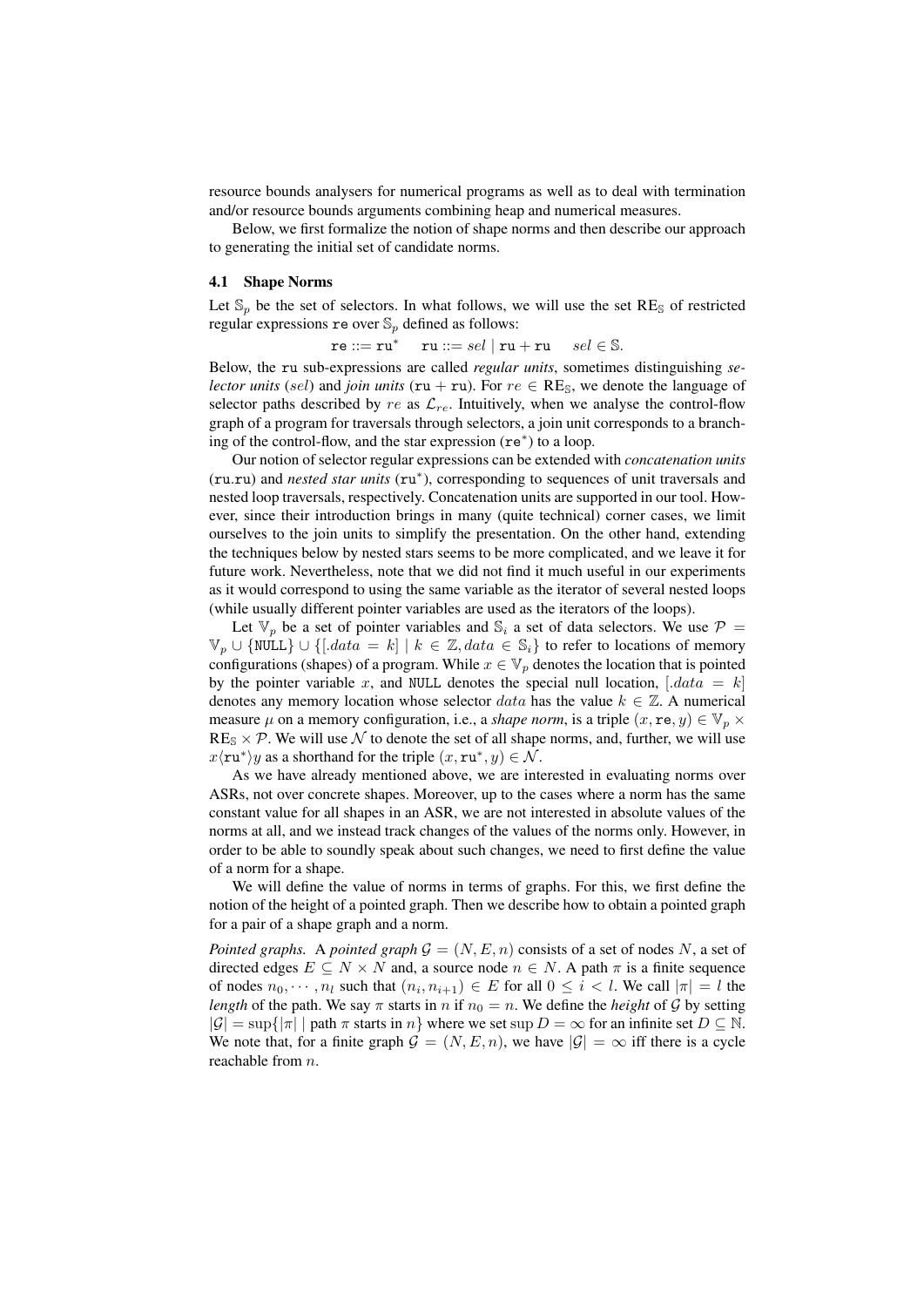resource bounds analysers for numerical programs as well as to deal with termination and/or resource bounds arguments combining heap and numerical measures.

Below, we first formalize the notion of shape norms and then describe our approach to generating the initial set of candidate norms.

### 4.1 Shape Norms

Let $\mathbb{S}_p$ be the set of selectors. In what follows, we will use the set $\mathrm{RE}_{\mathbb{S}}$ of restricted regular expressions $\mathtt{re}$ over $\mathbb{S}_p$ defined as follows:

$$\mathtt{re} ::= \mathtt{ru}^* \quad \mathtt{ru} ::= sel \mid \mathtt{ru} + \mathtt{ru} \quad sel \in \mathbb{S}.$$

Below, the $\mathtt{ru}$ sub-expressions are called *regular units*, sometimes distinguishing *selector units* ($sel$) and *join units* ($\mathtt{ru} + \mathtt{ru}$). For $re \in \mathrm{RE}_{\mathbb{S}}$, we denote the language of selector paths described by $re$ as $\mathcal{L}_{re}$. Intuitively, when we analyse the control-flow graph of a program for traversals through selectors, a join unit corresponds to a branching of the control-flow, and the star expression ($\mathtt{re}^*$) to a loop.

Our notion of selector regular expressions can be extended with *concatenation units* ($\mathtt{ru}.\mathtt{ru}$) and *nested star units* ($\mathtt{ru}^*$), corresponding to sequences of unit traversals and nested loop traversals, respectively. Concatenation units are supported in our tool. However, since their introduction brings in many (quite technical) corner cases, we limit ourselves to the join units to simplify the presentation. On the other hand, extending the techniques below by nested stars seems to be more complicated, and we leave it for future work. Nevertheless, note that we did not find it much useful in our experiments as it would correspond to using the same variable as the iterator of several nested loops (while usually different pointer variables are used as the iterators of the loops).

Let $\mathbb{V}_p$ be a set of pointer variables and $\mathbb{S}_i$ a set of data selectors. We use $\mathcal{P} = \mathbb{V}_p \cup \{\mathtt{NULL}\} \cup \{[.data = k] \mid k \in \mathbb{Z}, data \in \mathbb{S}_i\}$ to refer to locations of memory configurations (shapes) of a program. While $x \in \mathbb{V}_p$ denotes the location that is pointed by the pointer variable $x$, and $\mathtt{NULL}$ denotes the special null location, $[.data = k]$ denotes any memory location whose selector $data$ has the value $k \in \mathbb{Z}$. A numerical measure $\mu$ on a memory configuration, i.e., a *shape norm*, is a triple $(x, \mathtt{re}, y) \in \mathbb{V}_p \times \mathrm{RE}_{\mathbb{S}} \times \mathcal{P}$. We will use $\mathcal{N}$ to denote the set of all shape norms, and, further, we will use $x\langle \mathtt{ru}^* \rangle y$ as a shorthand for the triple $(x, \mathtt{ru}^*, y) \in \mathcal{N}$.

As we have already mentioned above, we are interested in evaluating norms over ASRs, not over concrete shapes. Moreover, up to the cases where a norm has the same constant value for all shapes in an ASR, we are not interested in absolute values of the norms at all, and we instead track changes of the values of the norms only. However, in order to be able to soundly speak about such changes, we need to first define the value of a norm for a shape.

We will define the value of norms in terms of graphs. For this, we first define the notion of the height of a pointed graph. Then we describe how to obtain a pointed graph for a pair of a shape graph and a norm.

*Pointed graphs.* A *pointed graph* $\mathcal{G} = (N, E, n)$ consists of a set of nodes $N$, a set of directed edges $E \subseteq N \times N$ and, a source node $n \in N$. A path $\pi$ is a finite sequence of nodes $n_0, \cdots, n_l$ such that $(n_i, n_{i+1}) \in E$ for all $0 \leq i < l$. We call $|\pi| = l$ the *length* of the path. We say $\pi$ starts in $n$ if $n_0 = n$. We define the *height* of $\mathcal{G}$ by setting $|\mathcal{G}| = \sup\{|\pi| \mid \text{path } \pi \text{ starts in } n\}$ where we set $\sup D = \infty$ for an infinite set $D \subseteq \mathbb{N}$. We note that, for a finite graph $\mathcal{G} = (N, E, n)$, we have $|\mathcal{G}| = \infty$ iff there is a cycle reachable from $n$.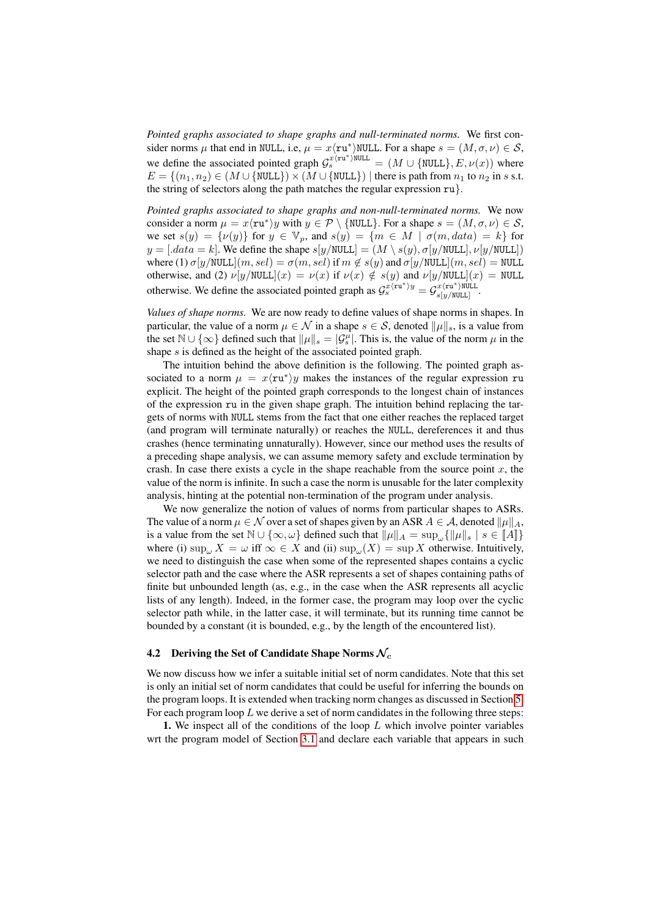*Pointed graphs associated to shape graphs and null-terminated norms.* We first consider norms $\mu$ that end in NULL, i.e, $\mu = x\langle \mathtt{ru}^* \rangle \mathtt{NULL}$. For a shape $s = (M, \sigma, \nu) \in \mathcal{S}$, we define the associated pointed graph $\mathcal{G}_s^{x\langle \mathtt{ru}^* \rangle \mathtt{NULL}} = (M \cup \{\mathtt{NULL}\}, E, \nu(x))$ where $E = \{(n_1, n_2) \in (M \cup \{\mathtt{NULL}\}) \times (M \cup \{\mathtt{NULL}\}) \mid$ there is path from $n_1$ to $n_2$ in $s$ s.t. the string of selectors along the path matches the regular expression $\mathtt{ru}\}$.

*Pointed graphs associated to shape graphs and non-null-terminated norms.* We now consider a norm $\mu = x\langle \mathtt{ru}^* \rangle y$ with $y \in \mathcal{P} \setminus \{\mathtt{NULL}\}$. For a shape $s = (M, \sigma, \nu) \in \mathcal{S}$, we set $s(y) = \{\nu(y)\}$ for $y \in \mathbb{V}_p$, and $s(y) = \{m \in M \mid \sigma(m, data) = k\}$ for $y = [.data = k]$. We define the shape $s[y/\mathtt{NULL}] = (M \setminus s(y), \sigma[y/\mathtt{NULL}], \nu[y/\mathtt{NULL}])$ where (1) $\sigma[y/\mathtt{NULL}](m, sel) = \sigma(m, sel)$ if $m \notin s(y)$ and $\sigma[y/\mathtt{NULL}](m, sel) = \mathtt{NULL}$ otherwise, and (2) $\nu[y/\mathtt{NULL}](x) = \nu(x)$ if $\nu(x) \notin s(y)$ and $\nu[y/\mathtt{NULL}](x) = \mathtt{NULL}$ otherwise. We define the associated pointed graph as $\mathcal{G}_s^{x\langle \mathtt{ru}^* \rangle y} = \mathcal{G}_{s[y/\mathtt{NULL}]}^{x\langle \mathtt{ru}^* \rangle \mathtt{NULL}}$.

*Values of shape norms.* We are now ready to define values of shape norms in shapes. In particular, the value of a norm $\mu \in \mathcal{N}$ in a shape $s \in \mathcal{S}$, denoted $\|\mu\|_s$, is a value from the set $\mathbb{N} \cup \{\infty\}$ defined such that $\|\mu\|_s = |\mathcal{G}_s^\mu|$. This is, the value of the norm $\mu$ in the shape $s$ is defined as the height of the associated pointed graph.

The intuition behind the above definition is the following. The pointed graph associated to a norm $\mu = x\langle \mathtt{ru}^* \rangle y$ makes the instances of the regular expression $\mathtt{ru}$ explicit. The height of the pointed graph corresponds to the longest chain of instances of the expression $\mathtt{ru}$ in the given shape graph. The intuition behind replacing the targets of norms with NULL stems from the fact that one either reaches the replaced target (and program will terminate naturally) or reaches the NULL, dereferences it and thus crashes (hence terminating unnaturally). However, since our method uses the results of a preceding shape analysis, we can assume memory safety and exclude termination by crash. In case there exists a cycle in the shape reachable from the source point $x$, the value of the norm is infinite. In such a case the norm is unusable for the later complexity analysis, hinting at the potential non-termination of the program under analysis.

We now generalize the notion of values of norms from particular shapes to ASRs. The value of a norm $\mu \in \mathcal{N}$ over a set of shapes given by an ASR $A \in \mathcal{A}$, denoted $\|\mu\|_A$, is a value from the set $\mathbb{N} \cup \{\infty, \omega\}$ defined such that $\|\mu\|_A = \sup_\omega \{\|\mu\|_s \mid s \in [\![A]\!]\}$ where (i) $\sup_\omega X = \omega$ iff $\infty \in X$ and (ii) $\sup_\omega(X) = \sup X$ otherwise. Intuitively, we need to distinguish the case when some of the represented shapes contains a cyclic selector path and the case where the ASR represents a set of shapes containing paths of finite but unbounded length (as, e.g., in the case when the ASR represents all acyclic lists of any length). Indeed, in the former case, the program may loop over the cyclic selector path while, in the latter case, it will terminate, but its running time cannot be bounded by a constant (it is bounded, e.g., by the length of the encountered list).

### 4.2 Deriving the Set of Candidate Shape Norms $\mathcal{N}_c$

We now discuss how we infer a suitable initial set of norm candidates. Note that this set is only an initial set of norm candidates that could be useful for inferring the bounds on the program loops. It is extended when tracking norm changes as discussed in Section 5. For each program loop $L$ we derive a set of norm candidates in the following three steps:

**1.** We inspect all of the conditions of the loop $L$ which involve pointer variables wrt the program model of Section 3.1 and declare each variable that appears in such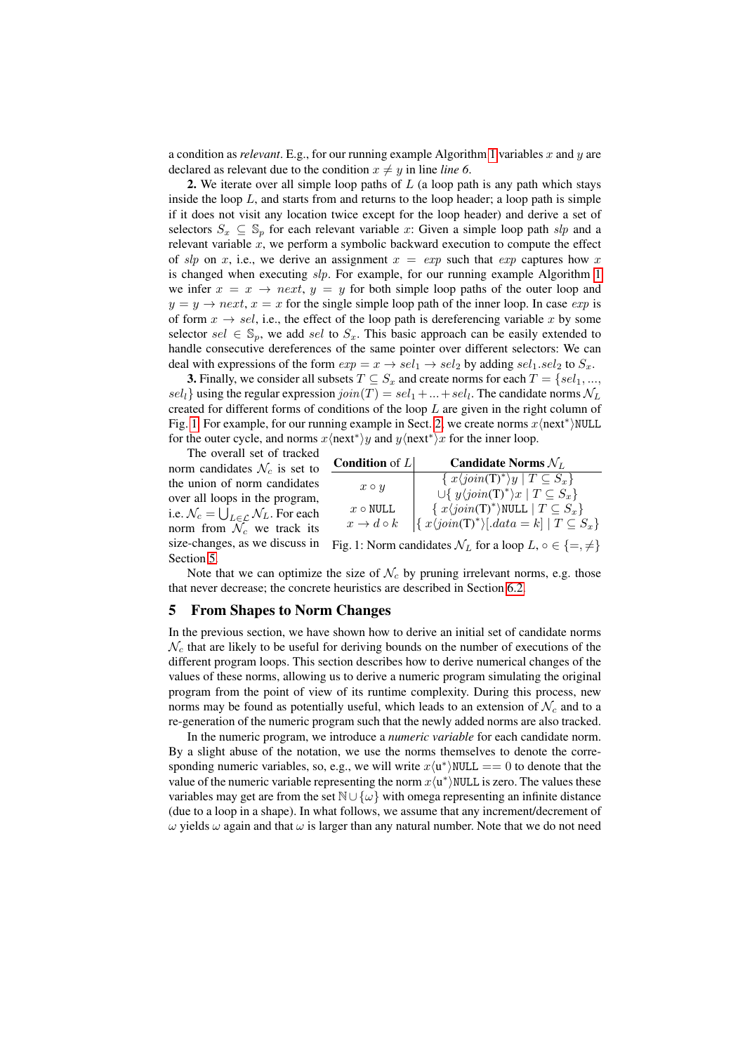a condition as *relevant*. E.g., for our running example Algorithm 1 variables $x$ and $y$ are declared as relevant due to the condition $x \neq y$ in line *line 6*.

**2.** We iterate over all simple loop paths of $L$ (a loop path is any path which stays inside the loop $L$, and starts from and returns to the loop header; a loop path is simple if it does not visit any location twice except for the loop header) and derive a set of selectors $S_x \subseteq \mathbb{S}_p$ for each relevant variable $x$: Given a simple loop path $slp$ and a relevant variable $x$, we perform a symbolic backward execution to compute the effect of $slp$ on $x$, i.e., we derive an assignment $x = exp$ such that $exp$ captures how $x$ is changed when executing $slp$. For example, for our running example Algorithm 1 we infer $x = x \rightarrow next$, $y = y$ for both simple loop paths of the outer loop and $y = y \rightarrow next$, $x = x$ for the single simple loop path of the inner loop. In case $exp$ is of form $x \rightarrow sel$, i.e., the effect of the loop path is dereferencing variable $x$ by some selector $sel \in \mathbb{S}_p$, we add $sel$ to $S_x$. This basic approach can be easily extended to handle consecutive dereferences of the same pointer over different selectors: We can deal with expressions of the form $exp = x \rightarrow sel_1 \rightarrow sel_2$ by adding $sel_1.sel_2$ to $S_x$.

**3.** Finally, we consider all subsets $T \subseteq S_x$ and create norms for each $T = \{sel_1, ..., sel_l\}$ using the regular expression $join(T) = sel_1 + ... + sel_l$. The candidate norms $\mathcal{N}_L$ created for different forms of conditions of the loop $L$ are given in the right column of Fig. 1. For example, for our running example in Sect. 2, we create norms $x\langle \text{next}^* \rangle \texttt{NULL}$ for the outer cycle, and norms $x\langle \text{next}^* \rangle y$ and $y\langle \text{next}^* \rangle x$ for the inner loop.

| Condition of $L$ | Candidate Norms $\mathcal{N}_L$ |
|---|---|
| $x \circ y$ | $\{\, x\langle join(\text{T})^* \rangle y \mid T \subseteq S_x \}$ $\cup \{\, y\langle join(\text{T})^* \rangle x \mid T \subseteq S_x \}$ |
| $x \circ \texttt{NULL}$ | $\{\, x\langle join(\text{T})^* \rangle \texttt{NULL} \mid T \subseteq S_x \}$ |
| $x \rightarrow d \circ k$ | $\{\, x\langle join(\text{T})^* \rangle [.data = k] \mid T \subseteq S_x \}$ |

Fig. 1: Norm candidates $\mathcal{N}_L$ for a loop $L$, $\circ \in \{=, \neq\}$

The overall set of tracked norm candidates $\mathcal{N}_c$ is set to the union of norm candidates over all loops in the program, i.e. $\mathcal{N}_c = \bigcup_{L \in \mathcal{L}} \mathcal{N}_L$. For each norm from $\mathcal{N}_c$ we track its size-changes, as we discuss in Section 5.

Note that we can optimize the size of $\mathcal{N}_c$ by pruning irrelevant norms, e.g. those that never decrease; the concrete heuristics are described in Section 6.2.

## 5 From Shapes to Norm Changes

In the previous section, we have shown how to derive an initial set of candidate norms $\mathcal{N}_c$ that are likely to be useful for deriving bounds on the number of executions of the different program loops. This section describes how to derive numerical changes of the values of these norms, allowing us to derive a numeric program simulating the original program from the point of view of its runtime complexity. During this process, new norms may be found as potentially useful, which leads to an extension of $\mathcal{N}_c$ and to a re-generation of the numeric program such that the newly added norms are also tracked.

In the numeric program, we introduce a *numeric variable* for each candidate norm. By a slight abuse of the notation, we use the norms themselves to denote the corresponding numeric variables, so, e.g., we will write $x\langle \text{u}^* \rangle \texttt{NULL} == 0$ to denote that the value of the numeric variable representing the norm $x\langle \text{u}^* \rangle \texttt{NULL}$ is zero. The values these variables may get are from the set $\mathbb{N} \cup \{\omega\}$ with omega representing an infinite distance (due to a loop in a shape). In what follows, we assume that any increment/decrement of $\omega$ yields $\omega$ again and that $\omega$ is larger than any natural number. Note that we do not need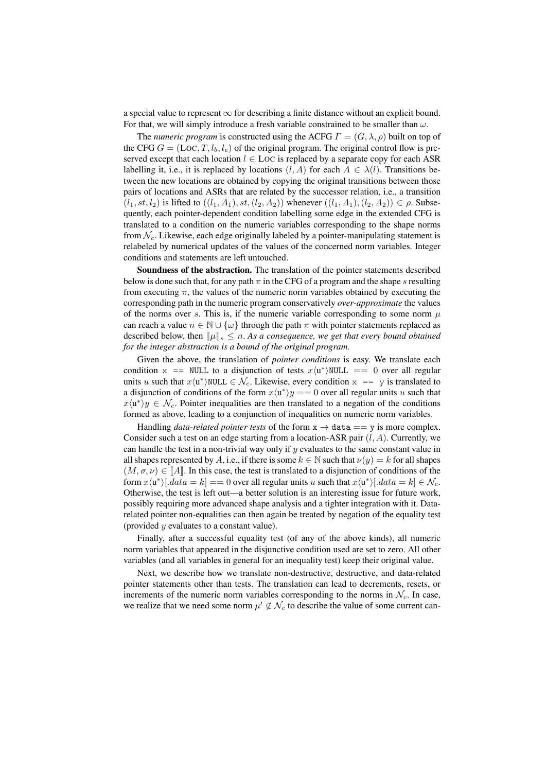a special value to represent $\infty$ for describing a finite distance without an explicit bound. For that, we will simply introduce a fresh variable constrained to be smaller than $\omega$.

The *numeric program* is constructed using the ACFG $\Gamma = (G, \lambda, \rho)$ built on top of the CFG $G = (\textsc{Loc}, T, l_b, l_e)$ of the original program. The original control flow is preserved except that each location $l \in \textsc{Loc}$ is replaced by a separate copy for each ASR labelling it, i.e., it is replaced by locations $(l, A)$ for each $A \in \lambda(l)$. Transitions between the new locations are obtained by copying the original transitions between those pairs of locations and ASRs that are related by the successor relation, i.e., a transition $(l_1, st, l_2)$ is lifted to $((l_1, A_1), st, (l_2, A_2))$ whenever $((l_1, A_1), (l_2, A_2)) \in \rho$. Subsequently, each pointer-dependent condition labelling some edge in the extended CFG is translated to a condition on the numeric variables corresponding to the shape norms from $\mathcal{N}_c$. Likewise, each edge originally labeled by a pointer-manipulating statement is relabeled by numerical updates of the values of the concerned norm variables. Integer conditions and statements are left untouched.

**Soundness of the abstraction.** The translation of the pointer statements described below is done such that, for any path $\pi$ in the CFG of a program and the shape $s$ resulting from executing $\pi$, the values of the numeric norm variables obtained by executing the corresponding path in the numeric program conservatively *over-approximate* the values of the norms over $s$. This is, if the numeric variable corresponding to some norm $\mu$ can reach a value $n \in \mathbb{N} \cup \{\omega\}$ through the path $\pi$ with pointer statements replaced as described below, then $\|\mu\|_s \leq n$. *As a consequence, we get that every bound obtained for the integer abstraction is a bound of the original program.*

Given the above, the translation of *pointer conditions* is easy. We translate each condition `x == NULL` to a disjunction of tests $x\langle \mathtt{u}^* \rangle \mathtt{NULL} == 0$ over all regular units $u$ such that $x\langle \mathtt{u}^* \rangle \mathtt{NULL} \in \mathcal{N}_c$. Likewise, every condition `x == y` is translated to a disjunction of conditions of the form $x\langle \mathtt{u}^* \rangle y == 0$ over all regular units $u$ such that $x\langle \mathtt{u}^* \rangle y \in \mathcal{N}_c$. Pointer inequalities are then translated to a negation of the conditions formed as above, leading to a conjunction of inequalities on numeric norm variables.

Handling *data-related pointer tests* of the form $\mathtt{x} \rightarrow \mathtt{data} == \mathtt{y}$ is more complex. Consider such a test on an edge starting from a location-ASR pair $(l, A)$. Currently, we can handle the test in a non-trivial way only if $y$ evaluates to the same constant value in all shapes represented by $A$, i.e., if there is some $k \in \mathbb{N}$ such that $\nu(y) = k$ for all shapes $(M, \sigma, \nu) \in [\![A]\!]$. In this case, the test is translated to a disjunction of conditions of the form $x\langle \mathtt{u}^* \rangle[.data = k] == 0$ over all regular units $u$ such that $x\langle \mathtt{u}^* \rangle[.data = k] \in \mathcal{N}_c$. Otherwise, the test is left out—a better solution is an interesting issue for future work, possibly requiring more advanced shape analysis and a tighter integration with it. Data-related pointer non-equalities can then again be treated by negation of the equality test (provided $y$ evaluates to a constant value).

Finally, after a successful equality test (of any of the above kinds), all numeric norm variables that appeared in the disjunctive condition used are set to zero. All other variables (and all variables in general for an inequality test) keep their original value.

Next, we describe how we translate non-destructive, destructive, and data-related pointer statements other than tests. The translation can lead to decrements, resets, or increments of the numeric norm variables corresponding to the norms in $\mathcal{N}_c$. In case, we realize that we need some norm $\mu' \notin \mathcal{N}_c$ to describe the value of some current can-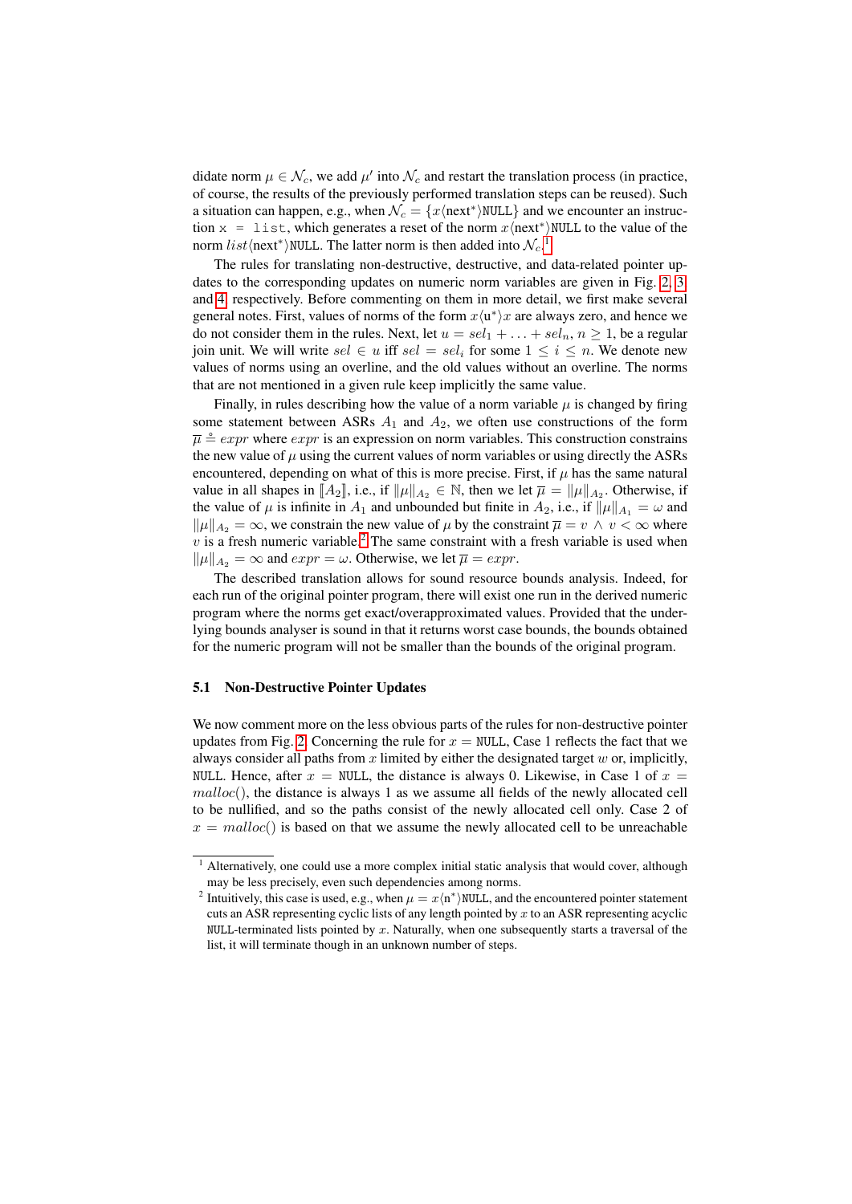didate norm $\mu \in \mathcal{N}_c$, we add $\mu'$ into $\mathcal{N}_c$ and restart the translation process (in practice, of course, the results of the previously performed translation steps can be reused). Such a situation can happen, e.g., when $\mathcal{N}_c = \{x\langle \text{next}^* \rangle \texttt{NULL}\}$ and we encounter an instruction `x = list`, which generates a reset of the norm $x\langle \text{next}^* \rangle \texttt{NULL}$ to the value of the norm $list\langle \text{next}^* \rangle \texttt{NULL}$. The latter norm is then added into $\mathcal{N}_c$.[1]

The rules for translating non-destructive, destructive, and data-related pointer updates to the corresponding updates on numeric norm variables are given in Fig. 2, 3, and 4, respectively. Before commenting on them in more detail, we first make several general notes. First, values of norms of the form $x\langle \text{u}^* \rangle x$ are always zero, and hence we do not consider them in the rules. Next, let $u = sel_1 + \ldots + sel_n$, $n \geq 1$, be a regular join unit. We will write $sel \in u$ iff $sel = sel_i$ for some $1 \leq i \leq n$. We denote new values of norms using an overline, and the old values without an overline. The norms that are not mentioned in a given rule keep implicitly the same value.

Finally, in rules describing how the value of a norm variable $\mu$ is changed by firing some statement between ASRs $A_1$ and $A_2$, we often use constructions of the form $\overline{\mu} \mathrel{\dot{=}} expr$ where $expr$ is an expression on norm variables. This construction constrains the new value of $\mu$ using the current values of norm variables or using directly the ASRs encountered, depending on what of this is more precise. First, if $\mu$ has the same natural value in all shapes in $[\![A_2]\!]$, i.e., if $\|\mu\|_{A_2} \in \mathbb{N}$, then we let $\overline{\mu} = \|\mu\|_{A_2}$. Otherwise, if the value of $\mu$ is infinite in $A_1$ and unbounded but finite in $A_2$, i.e., if $\|\mu\|_{A_1} = \omega$ and $\|\mu\|_{A_2} = \infty$, we constrain the new value of $\mu$ by the constraint $\overline{\mu} = v \wedge v < \infty$ where $v$ is a fresh numeric variable.[2] The same constraint with a fresh variable is used when $\|\mu\|_{A_2} = \infty$ and $expr = \omega$. Otherwise, we let $\overline{\mu} = expr$.

The described translation allows for sound resource bounds analysis. Indeed, for each run of the original pointer program, there will exist one run in the derived numeric program where the norms get exact/overapproximated values. Provided that the underlying bounds analyser is sound in that it returns worst case bounds, the bounds obtained for the numeric program will not be smaller than the bounds of the original program.

### 5.1 Non-Destructive Pointer Updates

We now comment more on the less obvious parts of the rules for non-destructive pointer updates from Fig. 2. Concerning the rule for $x = \texttt{NULL}$, Case 1 reflects the fact that we always consider all paths from $x$ limited by either the designated target $w$ or, implicitly, NULL. Hence, after $x = \texttt{NULL}$, the distance is always 0. Likewise, in Case 1 of $x = malloc()$, the distance is always 1 as we assume all fields of the newly allocated cell to be nullified, and so the paths consist of the newly allocated cell only. Case 2 of $x = malloc()$ is based on that we assume the newly allocated cell to be unreachable

---

[1] Alternatively, one could use a more complex initial static analysis that would cover, although may be less precisely, even such dependencies among norms.

[2] Intuitively, this case is used, e.g., when $\mu = x\langle \text{n}^* \rangle \texttt{NULL}$, and the encountered pointer statement cuts an ASR representing cyclic lists of any length pointed by $x$ to an ASR representing acyclic NULL-terminated lists pointed by $x$. Naturally, when one subsequently starts a traversal of the list, it will terminate though in an unknown number of steps.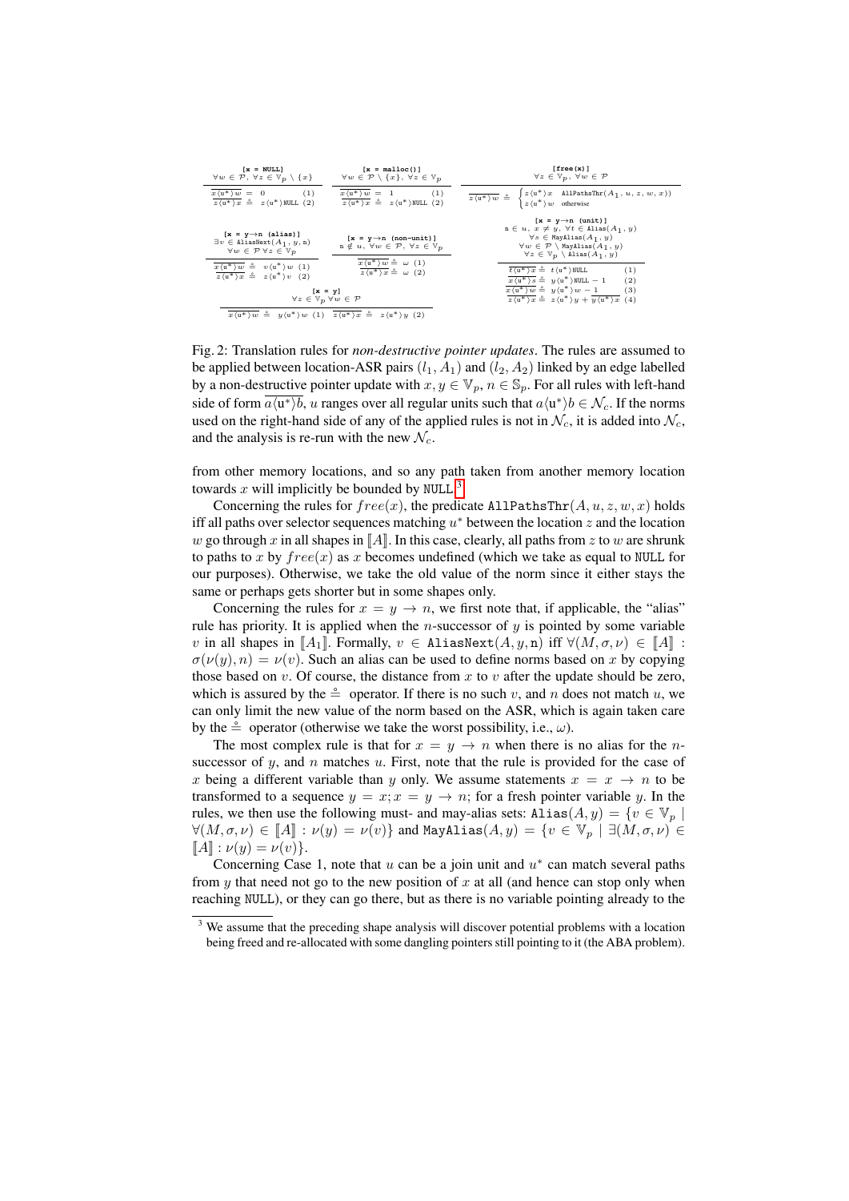**[x = NULL]** $\forall w \in \mathcal{P}, \forall z \in \mathbb{V}_p \setminus \{x\}$

$$\overline{x\langle u^*\rangle w} = 0 \quad (1)$$
$$\overline{z\langle u^*\rangle x} \mathrel{\mathring{=}} z\langle u^*\rangle \text{NULL} \quad (2)$$

**[x = malloc()]** $\forall w \in \mathcal{P} \setminus \{x\}, \forall z \in \mathbb{V}_p$

$$\overline{x\langle u^*\rangle w} = 1 \quad (1)$$
$$\overline{z\langle u^*\rangle x} \mathrel{\mathring{=}} z\langle u^*\rangle \text{NULL} \quad (2)$$

**[free(x)]** $\forall z \in \mathbb{V}_p, \forall w \in \mathcal{P}$

$$\overline{z\langle u^*\rangle w} \mathrel{\mathring{=}} \begin{cases} z\langle u^*\rangle x & \texttt{AllPathsThr}(A_1, u, z, w, x)) \\ z\langle u^*\rangle w & \text{otherwise} \end{cases}$$

**[x = y→n (alias)]** $\exists v \in \texttt{AliasNext}(A_1, y, n)$, $\forall w \in \mathcal{P}\ \forall z \in \mathbb{V}_p$

$$\overline{x\langle u^*\rangle w} \mathrel{\mathring{=}} v\langle u^*\rangle w \quad (1)$$
$$\overline{z\langle u^*\rangle x} \mathrel{\mathring{=}} z\langle u^*\rangle v \quad (2)$$

**[x = y→n (non-unit)]** $n \notin u, \forall w \in \mathcal{P}, \forall z \in \mathbb{V}_p$

$$\overline{x\langle u^*\rangle w} \mathrel{\mathring{=}} \omega \quad (1)$$
$$\overline{z\langle u^*\rangle x} \mathrel{\mathring{=}} \omega \quad (2)$$

**[x = y→n (unit)]** $n \in u,\ x \neq y,\ \forall t \in \texttt{Alias}(A_1, y)$, $\forall s \in \texttt{MayAlias}(A_1, y)$, $\forall w \in \mathcal{P} \setminus \texttt{MayAlias}(A_1, y)$, $\forall z \in \mathbb{V}_p \setminus \texttt{Alias}(A_1, y)$

$$\overline{t\langle u^*\rangle x} \mathrel{\mathring{=}} t\langle u^*\rangle \text{NULL} \quad (1)$$
$$\overline{x\langle u^*\rangle s} \mathrel{\mathring{=}} y\langle u^*\rangle \text{NULL} - 1 \quad (2)$$
$$\overline{x\langle u^*\rangle w} \mathrel{\mathring{=}} y\langle u^*\rangle w - 1 \quad (3)$$
$$\overline{z\langle u^*\rangle x} \mathrel{\mathring{=}} z\langle u^*\rangle y + \overline{y\langle u^*\rangle x} \quad (4)$$

**[x = y]** $\forall z \in \mathbb{V}_p\ \forall w \in \mathcal{P}$

$$\overline{x\langle u^*\rangle w} \mathrel{\mathring{=}} y\langle u^*\rangle w \quad (1) \qquad \overline{z\langle u^*\rangle x} \mathrel{\mathring{=}} z\langle u^*\rangle y \quad (2)$$

Fig. 2: Translation rules for *non-destructive pointer updates*. The rules are assumed to be applied between location-ASR pairs $(l_1, A_1)$ and $(l_2, A_2)$ linked by an edge labelled by a non-destructive pointer update with $x, y \in \mathbb{V}_p$, $n \in \mathbb{S}_p$. For all rules with left-hand side of form $\overline{a\langle u^*\rangle b}$, $u$ ranges over all regular units such that $a\langle u^*\rangle b \in \mathcal{N}_c$. If the norms used on the right-hand side of any of the applied rules is not in $\mathcal{N}_c$, it is added into $\mathcal{N}_c$, and the analysis is re-run with the new $\mathcal{N}_c$.

from other memory locations, and so any path taken from another memory location towards $x$ will implicitly be bounded by NULL.[3]

Concerning the rules for $free(x)$, the predicate $\texttt{AllPathsThr}(A, u, z, w, x)$ holds iff all paths over selector sequences matching $u^*$ between the location $z$ and the location $w$ go through $x$ in all shapes in $[\![A]\!]$. In this case, clearly, all paths from $z$ to $w$ are shrunk to paths to $x$ by $free(x)$ as $x$ becomes undefined (which we take as equal to NULL for our purposes). Otherwise, we take the old value of the norm since it either stays the same or perhaps gets shorter but in some shapes only.

Concerning the rules for $x = y \to n$, we first note that, if applicable, the "alias" rule has priority. It is applied when the $n$-successor of $y$ is pointed by some variable $v$ in all shapes in $[\![A_1]\!]$. Formally, $v \in \texttt{AliasNext}(A, y, \texttt{n})$ iff $\forall (M, \sigma, \nu) \in [\![A]\!] : \sigma(\nu(y), n) = \nu(v)$. Such an alias can be used to define norms based on $x$ by copying those based on $v$. Of course, the distance from $x$ to $v$ after the update should be zero, which is assured by the $\mathrel{\mathring{=}}$ operator. If there is no such $v$, and $n$ does not match $u$, we can only limit the new value of the norm based on the ASR, which is again taken care by the $\mathrel{\mathring{=}}$ operator (otherwise we take the worst possibility, i.e., $\omega$).

The most complex rule is that for $x = y \to n$ when there is no alias for the $n$-successor of $y$, and $n$ matches $u$. First, note that the rule is provided for the case of $x$ being a different variable than $y$ only. We assume statements $x = x \to n$ to be transformed to a sequence $y = x; x = y \to n$; for a fresh pointer variable $y$. In the rules, we then use the following must- and may-alias sets: $\texttt{Alias}(A, y) = \{v \in \mathbb{V}_p \mid \forall (M, \sigma, \nu) \in [\![A]\!] : \nu(y) = \nu(v)\}$ and $\texttt{MayAlias}(A, y) = \{v \in \mathbb{V}_p \mid \exists (M, \sigma, \nu) \in [\![A]\!] : \nu(y) = \nu(v)\}$.

Concerning Case 1, note that $u$ can be a join unit and $u^*$ can match several paths from $y$ that need not go to the new position of $x$ at all (and hence can stop only when reaching NULL), or they can go there, but as there is no variable pointing already to the

[3] We assume that the preceding shape analysis will discover potential problems with a location being freed and re-allocated with some dangling pointers still pointing to it (the ABA problem).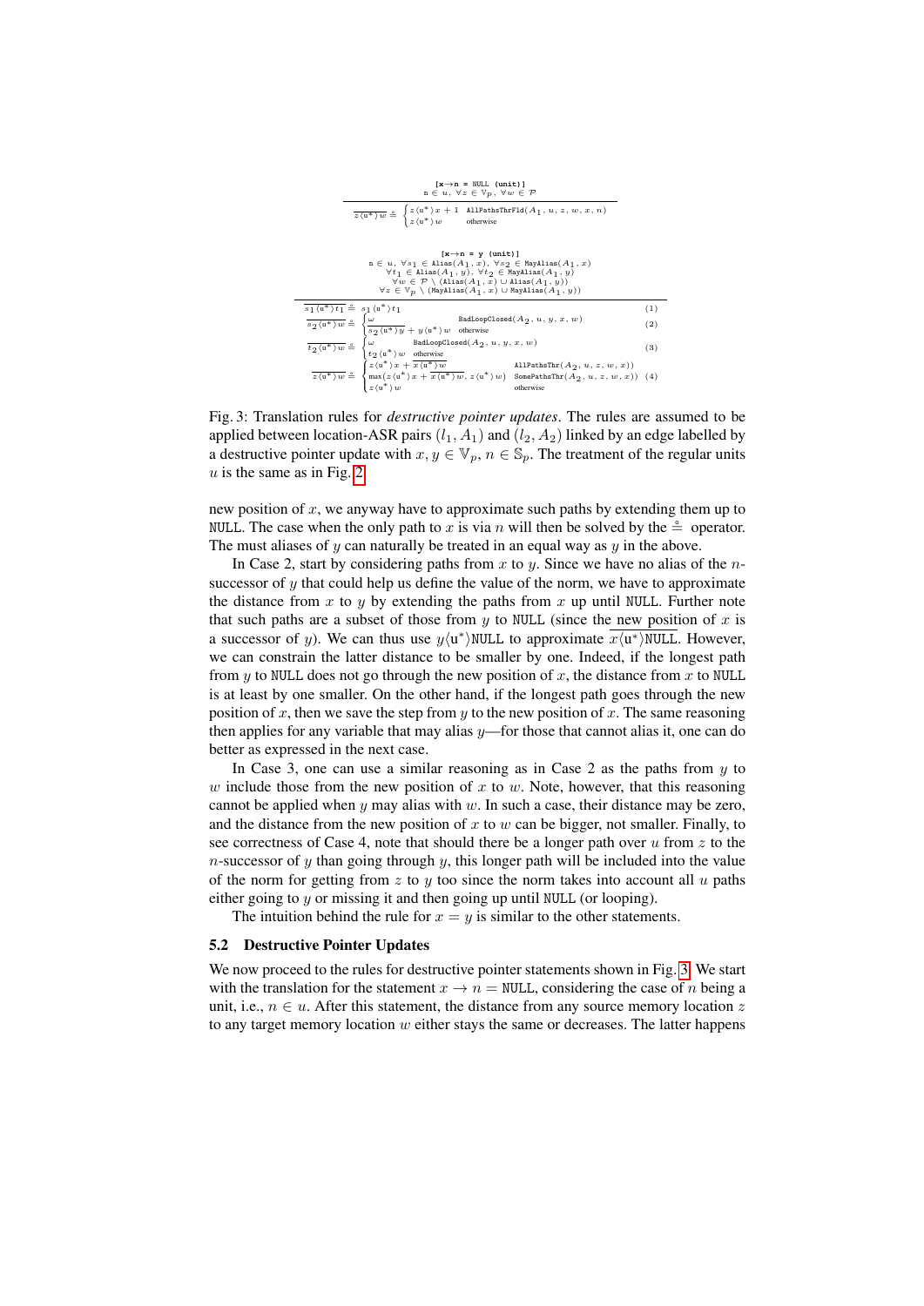$$\frac{[\mathtt{x{\rightarrow}n\ =\ NULL\ (unit)}]\qquad \mathtt{n} \in u,\ \forall z \in \mathbb{V}_p,\ \forall w \in \mathcal{P}}{\overline{z\langle \mathtt{u}^* \rangle w} \triangleq \begin{cases} z\langle \mathtt{u}^* \rangle x + 1 & \mathtt{AllPathsThrFld}(A_1, u, z, w, x, n) \\ z\langle \mathtt{u}^* \rangle w & \text{otherwise} \end{cases}}$$

$$[\mathtt{x{\rightarrow}n\ =\ y\ (unit)}]$$

$$\mathtt{n} \in u,\ \forall s_1 \in \mathtt{Alias}(A_1, x),\ \forall s_2 \in \mathtt{MayAlias}(A_1, x)$$
$$\forall t_1 \in \mathtt{Alias}(A_1, y),\ \forall t_2 \in \mathtt{MayAlias}(A_1, y)$$
$$\forall w \in \mathcal{P} \setminus (\mathtt{Alias}(A_1, x) \cup \mathtt{Alias}(A_1, y))$$
$$\forall z \in \mathbb{V}_p \setminus (\mathtt{MayAlias}(A_1, x) \cup \mathtt{MayAlias}(A_1, y))$$

$$\overline{s_1\langle \mathtt{u}^* \rangle t_1} \triangleq s_1\langle \mathtt{u}^* \rangle t_1 \tag{1}$$

$$\overline{s_2\langle \mathtt{u}^* \rangle w} \triangleq \begin{cases} \omega & \mathtt{BadLoopClosed}(A_2, u, y, x, w) \\ \overline{s_2\langle \mathtt{u}^* \rangle y} + y\langle \mathtt{u}^* \rangle w & \text{otherwise} \end{cases} \tag{2}$$

$$\overline{t_2\langle \mathtt{u}^* \rangle w} \triangleq \begin{cases} \omega & \mathtt{BadLoopClosed}(A_2, u, y, x, w) \\ t_2\langle \mathtt{u}^* \rangle w & \text{otherwise} \end{cases} \tag{3}$$

$$\overline{z\langle \mathtt{u}^* \rangle w} \triangleq \begin{cases} z\langle \mathtt{u}^* \rangle x + \overline{x\langle \mathtt{u}^* \rangle w} & \mathtt{AllPathsThr}(A_2, u, z, w, x)) \\ \max(z\langle \mathtt{u}^* \rangle x + \overline{x\langle \mathtt{u}^* \rangle w},\ z\langle \mathtt{u}^* \rangle w) & \mathtt{SomePathsThr}(A_2, u, z, w, x)) \\ z\langle \mathtt{u}^* \rangle w & \text{otherwise} \end{cases} \tag{4}$$

Fig. 3: Translation rules for *destructive pointer updates*. The rules are assumed to be applied between location-ASR pairs $(l_1, A_1)$ and $(l_2, A_2)$ linked by an edge labelled by a destructive pointer update with $x, y \in \mathbb{V}_p$, $n \in \mathbb{S}_p$. The treatment of the regular units $u$ is the same as in Fig. 2.

new position of $x$, we anyway have to approximate such paths by extending them up to NULL. The case when the only path to $x$ is via $n$ will then be solved by the $\triangleq$ operator. The must aliases of $y$ can naturally be treated in an equal way as $y$ in the above.

In Case 2, start by considering paths from $x$ to $y$. Since we have no alias of the $n$-successor of $y$ that could help us define the value of the norm, we have to approximate the distance from $x$ to $y$ by extending the paths from $x$ up until NULL. Further note that such paths are a subset of those from $y$ to NULL (since the new position of $x$ is a successor of $y$). We can thus use $y\langle \mathtt{u}^* \rangle \mathtt{NULL}$ to approximate $\overline{x\langle \mathtt{u}^* \rangle \mathtt{NULL}}$. However, we can constrain the latter distance to be smaller by one. Indeed, if the longest path from $y$ to NULL does not go through the new position of $x$, the distance from $x$ to NULL is at least by one smaller. On the other hand, if the longest path goes through the new position of $x$, then we save the step from $y$ to the new position of $x$. The same reasoning then applies for any variable that may alias $y$—for those that cannot alias it, one can do better as expressed in the next case.

In Case 3, one can use a similar reasoning as in Case 2 as the paths from $y$ to $w$ include those from the new position of $x$ to $w$. Note, however, that this reasoning cannot be applied when $y$ may alias with $w$. In such a case, their distance may be zero, and the distance from the new position of $x$ to $w$ can be bigger, not smaller. Finally, to see correctness of Case 4, note that should there be a longer path over $u$ from $z$ to the $n$-successor of $y$ than going through $y$, this longer path will be included into the value of the norm for getting from $z$ to $y$ too since the norm takes into account all $u$ paths either going to $y$ or missing it and then going up until NULL (or looping).

The intuition behind the rule for $x = y$ is similar to the other statements.

### 5.2 Destructive Pointer Updates

We now proceed to the rules for destructive pointer statements shown in Fig. 3. We start with the translation for the statement $x \rightarrow n = \mathtt{NULL}$, considering the case of $n$ being a unit, i.e., $n \in u$. After this statement, the distance from any source memory location $z$ to any target memory location $w$ either stays the same or decreases. The latter happens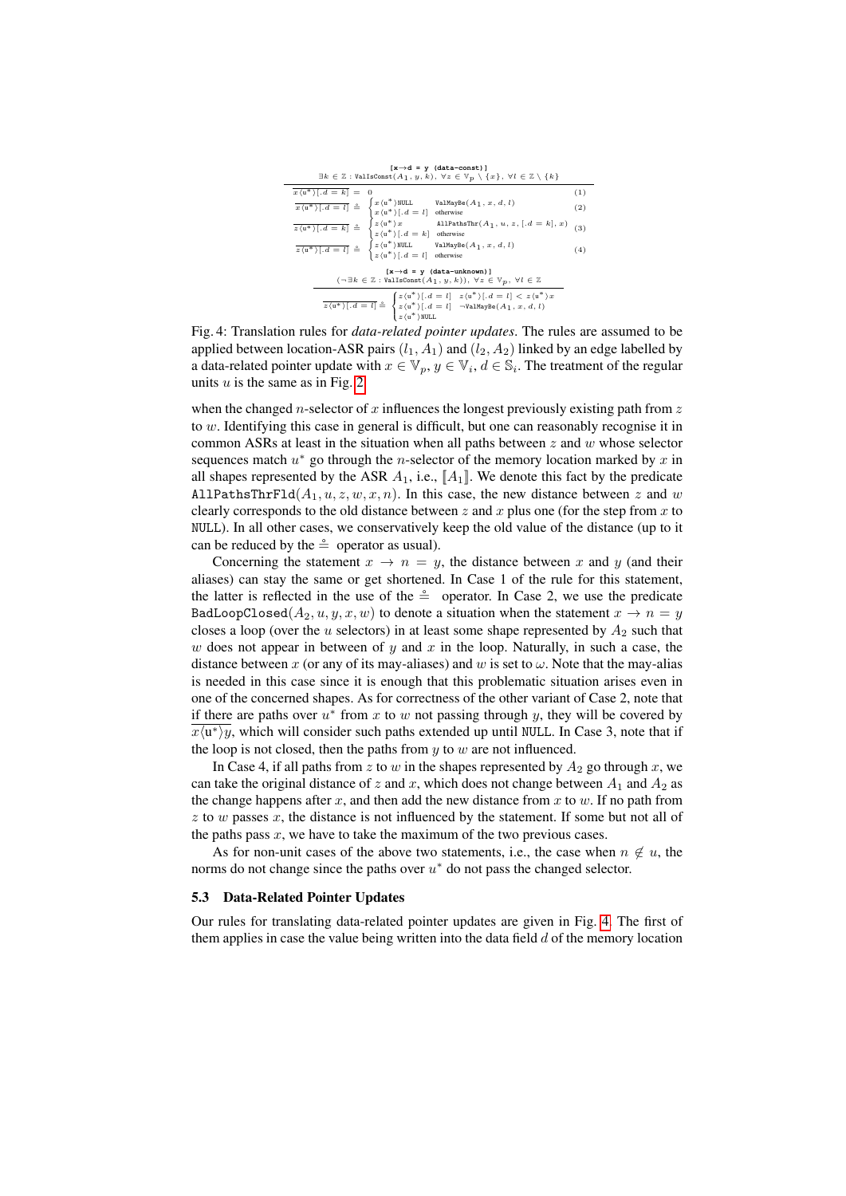$$\frac{\exists k \in \mathbb{Z} : \texttt{ValIsConst}(A_1, y, k),\ \forall z \in \mathbb{V}_p \setminus \{x\},\ \forall l \in \mathbb{Z} \setminus \{k\}}{\texttt{[x}\rightarrow\texttt{d = y (data-const)]}}$$

$$\overline{x\langle u^* \rangle[.d = k]} = 0 \tag{1}$$

$$\overline{x\langle u^* \rangle[.d = l]} \doteq \begin{cases} x\langle u^* \rangle \texttt{NULL} & \texttt{ValMayBe}(A_1, x, d, l) \\ x\langle u^* \rangle[.d = l] & \text{otherwise} \end{cases} \tag{2}$$

$$\overline{z\langle u^* \rangle[.d = k]} \doteq \begin{cases} z\langle u^* \rangle x & \texttt{AllPathsThr}(A_1, u, z, [.d = k], x) \\ z\langle u^* \rangle[.d = k] & \text{otherwise} \end{cases} \tag{3}$$

$$\overline{z\langle u^* \rangle[.d = l]} \doteq \begin{cases} z\langle u^* \rangle \texttt{NULL} & \texttt{ValMayBe}(A_1, x, d, l) \\ z\langle u^* \rangle[.d = l] & \text{otherwise} \end{cases} \tag{4}$$

$$\frac{(\neg \exists k \in \mathbb{Z} : \texttt{ValIsConst}(A_1, y, k)),\ \forall z \in \mathbb{V}_p,\ \forall l \in \mathbb{Z}}{\texttt{[x}\rightarrow\texttt{d = y (data-unknown)]}}$$

$$\overline{z\langle u^* \rangle[.d = l]} \doteq \begin{cases} z\langle u^* \rangle[.d = l] & z\langle u^* \rangle[.d = l] < z\langle u^* \rangle x \\ z\langle u^* \rangle[.d = l] & \neg\texttt{ValMayBe}(A_1, x, d, l) \\ z\langle u^* \rangle \texttt{NULL} & \end{cases}$$

Fig. 4: Translation rules for *data-related pointer updates*. The rules are assumed to be applied between location-ASR pairs $(l_1, A_1)$ and $(l_2, A_2)$ linked by an edge labelled by a data-related pointer update with $x \in \mathbb{V}_p$, $y \in \mathbb{V}_i$, $d \in \mathbb{S}_i$. The treatment of the regular units $u$ is the same as in Fig. 2.

when the changed $n$-selector of $x$ influences the longest previously existing path from $z$ to $w$. Identifying this case in general is difficult, but one can reasonably recognise it in common ASRs at least in the situation when all paths between $z$ and $w$ whose selector sequences match $u^*$ go through the $n$-selector of the memory location marked by $x$ in all shapes represented by the ASR $A_1$, i.e., $[\![A_1]\!]$. We denote this fact by the predicate $\texttt{AllPathsThrFld}(A_1, u, z, w, x, n)$. In this case, the new distance between $z$ and $w$ clearly corresponds to the old distance between $z$ and $x$ plus one (for the step from $x$ to NULL). In all other cases, we conservatively keep the old value of the distance (up to it can be reduced by the $\doteq$ operator as usual).

Concerning the statement $x \rightarrow n = y$, the distance between $x$ and $y$ (and their aliases) can stay the same or get shortened. In Case 1 of the rule for this statement, the latter is reflected in the use of the $\doteq$ operator. In Case 2, we use the predicate $\texttt{BadLoopClosed}(A_2, u, y, x, w)$ to denote a situation when the statement $x \rightarrow n = y$ closes a loop (over the $u$ selectors) in at least some shape represented by $A_2$ such that $w$ does not appear in between of $y$ and $x$ in the loop. Naturally, in such a case, the distance between $x$ (or any of its may-aliases) and $w$ is set to $\omega$. Note that the may-alias is needed in this case since it is enough that this problematic situation arises even in one of the concerned shapes. As for correctness of the other variant of Case 2, note that if there are paths over $u^*$ from $x$ to $w$ not passing through $y$, they will be covered by $\overline{x\langle u^* \rangle y}$, which will consider such paths extended up until NULL. In Case 3, note that if the loop is not closed, then the paths from $y$ to $w$ are not influenced.

In Case 4, if all paths from $z$ to $w$ in the shapes represented by $A_2$ go through $x$, we can take the original distance of $z$ and $x$, which does not change between $A_1$ and $A_2$ as the change happens after $x$, and then add the new distance from $x$ to $w$. If no path from $z$ to $w$ passes $x$, the distance is not influenced by the statement. If some but not all of the paths pass $x$, we have to take the maximum of the two previous cases.

As for non-unit cases of the above two statements, i.e., the case when $n \notin u$, the norms do not change since the paths over $u^*$ do not pass the changed selector.

### 5.3 Data-Related Pointer Updates

Our rules for translating data-related pointer updates are given in Fig. 4. The first of them applies in case the value being written into the data field $d$ of the memory location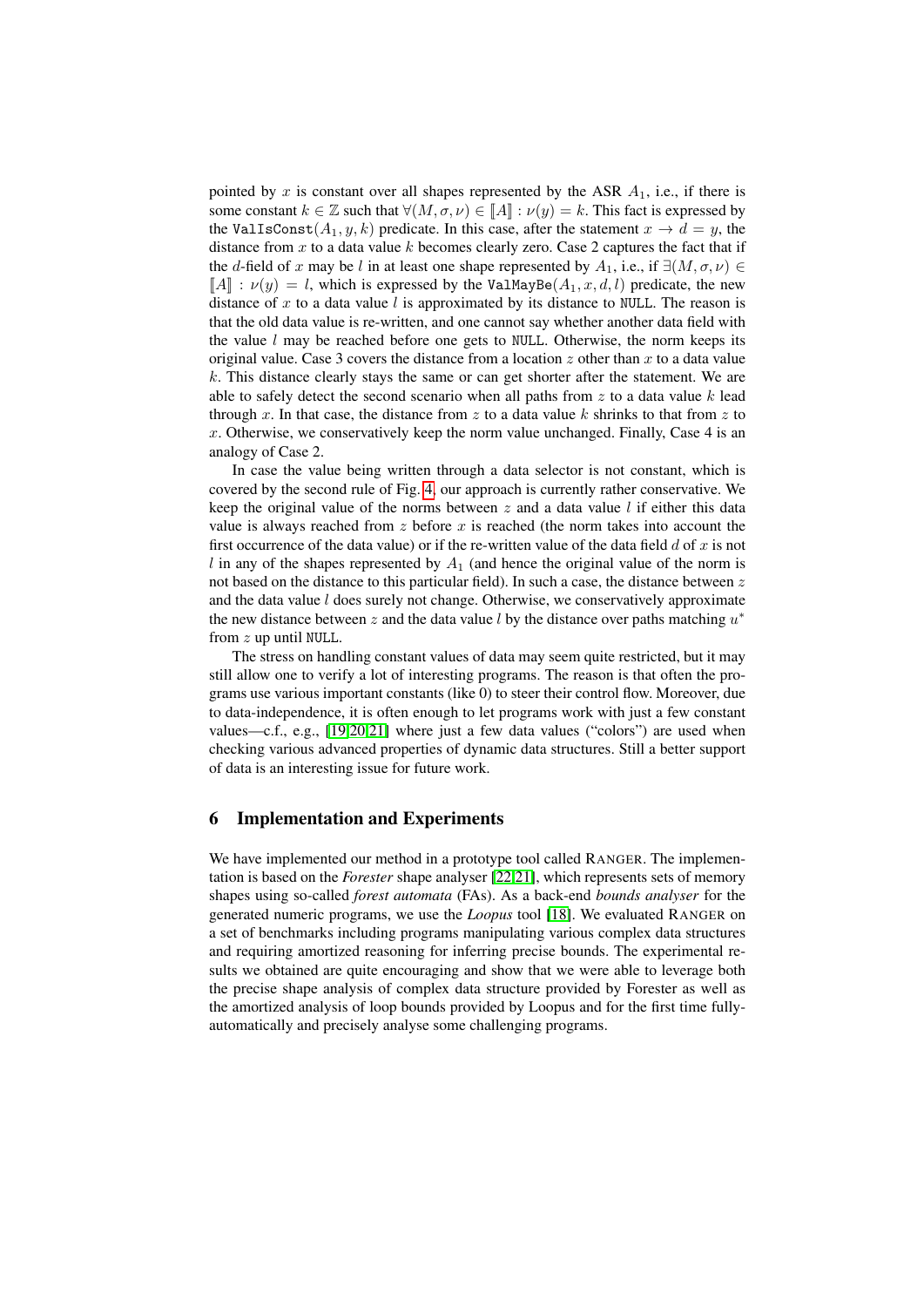pointed by $x$ is constant over all shapes represented by the ASR $A_1$, i.e., if there is some constant $k \in \mathbb{Z}$ such that $\forall (M, \sigma, \nu) \in [\![A]\!] : \nu(y) = k$. This fact is expressed by the `ValIsConst`$(A_1, y, k)$ predicate. In this case, after the statement $x \to d = y$, the distance from $x$ to a data value $k$ becomes clearly zero. Case 2 captures the fact that if the $d$-field of $x$ may be $l$ in at least one shape represented by $A_1$, i.e., if $\exists (M, \sigma, \nu) \in [\![A]\!] : \nu(y) = l$, which is expressed by the `ValMayBe`$(A_1, x, d, l)$ predicate, the new distance of $x$ to a data value $l$ is approximated by its distance to `NULL`. The reason is that the old data value is re-written, and one cannot say whether another data field with the value $l$ may be reached before one gets to `NULL`. Otherwise, the norm keeps its original value. Case 3 covers the distance from a location $z$ other than $x$ to a data value $k$. This distance clearly stays the same or can get shorter after the statement. We are able to safely detect the second scenario when all paths from $z$ to a data value $k$ lead through $x$. In that case, the distance from $z$ to a data value $k$ shrinks to that from $z$ to $x$. Otherwise, we conservatively keep the norm value unchanged. Finally, Case 4 is an analogy of Case 2.

In case the value being written through a data selector is not constant, which is covered by the second rule of Fig. 4, our approach is currently rather conservative. We keep the original value of the norms between $z$ and a data value $l$ if either this data value is always reached from $z$ before $x$ is reached (the norm takes into account the first occurrence of the data value) or if the re-written value of the data field $d$ of $x$ is not $l$ in any of the shapes represented by $A_1$ (and hence the original value of the norm is not based on the distance to this particular field). In such a case, the distance between $z$ and the data value $l$ does surely not change. Otherwise, we conservatively approximate the new distance between $z$ and the data value $l$ by the distance over paths matching $u^*$ from $z$ up until `NULL`.

The stress on handling constant values of data may seem quite restricted, but it may still allow one to verify a lot of interesting programs. The reason is that often the programs use various important constants (like 0) to steer their control flow. Moreover, due to data-independence, it is often enough to let programs work with just a few constant values—c.f., e.g., [19,20,21] where just a few data values ("colors") are used when checking various advanced properties of dynamic data structures. Still a better support of data is an interesting issue for future work.

## 6 Implementation and Experiments

We have implemented our method in a prototype tool called RANGER. The implementation is based on the *Forester* shape analyser [22,21], which represents sets of memory shapes using so-called *forest automata* (FAs). As a back-end *bounds analyser* for the generated numeric programs, we use the *Loopus* tool [18]. We evaluated RANGER on a set of benchmarks including programs manipulating various complex data structures and requiring amortized reasoning for inferring precise bounds. The experimental results we obtained are quite encouraging and show that we were able to leverage both the precise shape analysis of complex data structure provided by Forester as well as the amortized analysis of loop bounds provided by Loopus and for the first time fully-automatically and precisely analyse some challenging programs.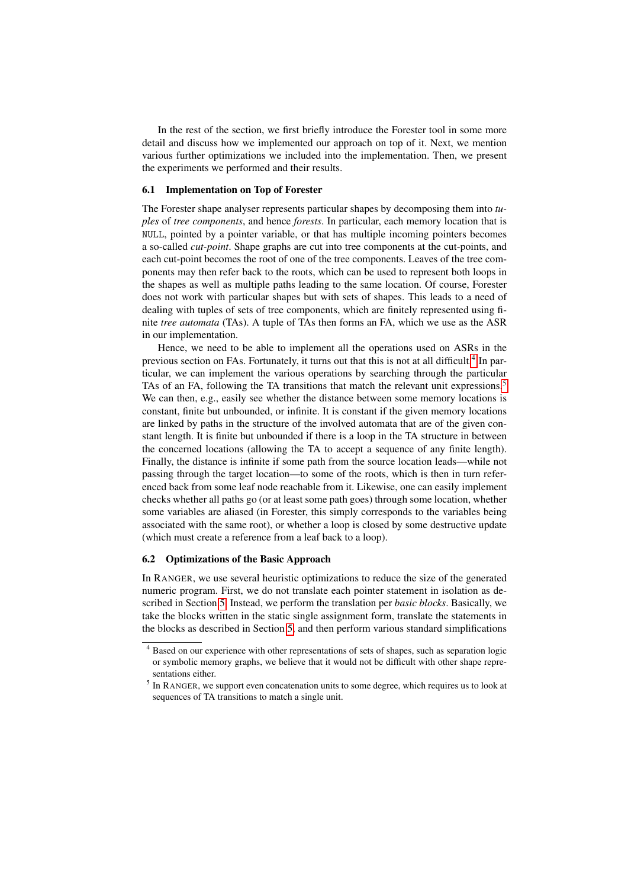In the rest of the section, we first briefly introduce the Forester tool in some more detail and discuss how we implemented our approach on top of it. Next, we mention various further optimizations we included into the implementation. Then, we present the experiments we performed and their results.

### 6.1 Implementation on Top of Forester

The Forester shape analyser represents particular shapes by decomposing them into *tuples* of *tree components*, and hence *forests*. In particular, each memory location that is NULL, pointed by a pointer variable, or that has multiple incoming pointers becomes a so-called *cut-point*. Shape graphs are cut into tree components at the cut-points, and each cut-point becomes the root of one of the tree components. Leaves of the tree components may then refer back to the roots, which can be used to represent both loops in the shapes as well as multiple paths leading to the same location. Of course, Forester does not work with particular shapes but with sets of shapes. This leads to a need of dealing with tuples of sets of tree components, which are finitely represented using finite *tree automata* (TAs). A tuple of TAs then forms an FA, which we use as the ASR in our implementation.

Hence, we need to be able to implement all the operations used on ASRs in the previous section on FAs. Fortunately, it turns out that this is not at all difficult.[4] In particular, we can implement the various operations by searching through the particular TAs of an FA, following the TA transitions that match the relevant unit expressions.[5] We can then, e.g., easily see whether the distance between some memory locations is constant, finite but unbounded, or infinite. It is constant if the given memory locations are linked by paths in the structure of the involved automata that are of the given constant length. It is finite but unbounded if there is a loop in the TA structure in between the concerned locations (allowing the TA to accept a sequence of any finite length). Finally, the distance is infinite if some path from the source location leads—while not passing through the target location—to some of the roots, which is then in turn referenced back from some leaf node reachable from it. Likewise, one can easily implement checks whether all paths go (or at least some path goes) through some location, whether some variables are aliased (in Forester, this simply corresponds to the variables being associated with the same root), or whether a loop is closed by some destructive update (which must create a reference from a leaf back to a loop).

### 6.2 Optimizations of the Basic Approach

In RANGER, we use several heuristic optimizations to reduce the size of the generated numeric program. First, we do not translate each pointer statement in isolation as described in Section 5. Instead, we perform the translation per *basic blocks*. Basically, we take the blocks written in the static single assignment form, translate the statements in the blocks as described in Section 5, and then perform various standard simplifications

[4] Based on our experience with other representations of sets of shapes, such as separation logic or symbolic memory graphs, we believe that it would not be difficult with other shape representations either.

[5] In RANGER, we support even concatenation units to some degree, which requires us to look at sequences of TA transitions to match a single unit.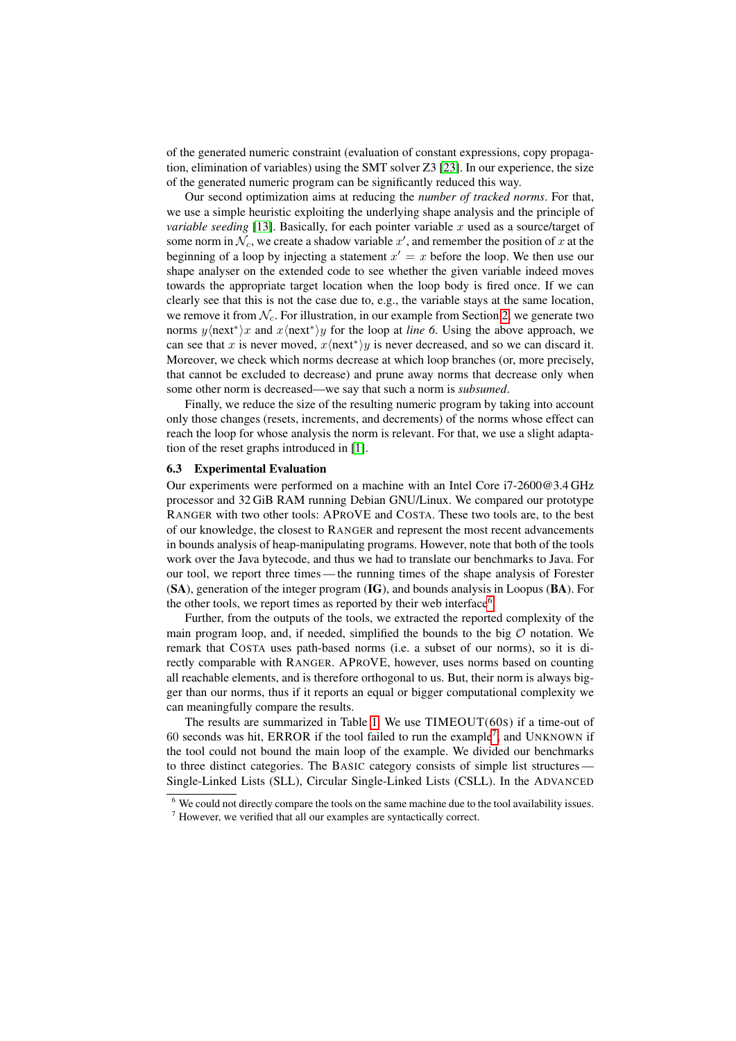of the generated numeric constraint (evaluation of constant expressions, copy propagation, elimination of variables) using the SMT solver Z3 [23]. In our experience, the size of the generated numeric program can be significantly reduced this way.

Our second optimization aims at reducing the *number of tracked norms*. For that, we use a simple heuristic exploiting the underlying shape analysis and the principle of *variable seeding* [13]. Basically, for each pointer variable $x$ used as a source/target of some norm in $\mathcal{N}_c$, we create a shadow variable $x'$, and remember the position of $x$ at the beginning of a loop by injecting a statement $x' = x$ before the loop. We then use our shape analyser on the extended code to see whether the given variable indeed moves towards the appropriate target location when the loop body is fired once. If we can clearly see that this is not the case due to, e.g., the variable stays at the same location, we remove it from $\mathcal{N}_c$. For illustration, in our example from Section 2, we generate two norms $y\langle\text{next}^*\rangle x$ and $x\langle\text{next}^*\rangle y$ for the loop at *line 6*. Using the above approach, we can see that $x$ is never moved, $x\langle\text{next}^*\rangle y$ is never decreased, and so we can discard it. Moreover, we check which norms decrease at which loop branches (or, more precisely, that cannot be excluded to decrease) and prune away norms that decrease only when some other norm is decreased—we say that such a norm is *subsumed*.

Finally, we reduce the size of the resulting numeric program by taking into account only those changes (resets, increments, and decrements) of the norms whose effect can reach the loop for whose analysis the norm is relevant. For that, we use a slight adaptation of the reset graphs introduced in [1].

### 6.3 Experimental Evaluation

Our experiments were performed on a machine with an Intel Core i7-2600@3.4 GHz processor and 32 GiB RAM running Debian GNU/Linux. We compared our prototype RANGER with two other tools: APROVE and COSTA. These two tools are, to the best of our knowledge, the closest to RANGER and represent the most recent advancements in bounds analysis of heap-manipulating programs. However, note that both of the tools work over the Java bytecode, and thus we had to translate our benchmarks to Java. For our tool, we report three times — the running times of the shape analysis of Forester (**SA**), generation of the integer program (**IG**), and bounds analysis in Loopus (**BA**). For the other tools, we report times as reported by their web interface[6].

Further, from the outputs of the tools, we extracted the reported complexity of the main program loop, and, if needed, simplified the bounds to the big $\mathcal{O}$ notation. We remark that COSTA uses path-based norms (i.e. a subset of our norms), so it is directly comparable with RANGER. APROVE, however, uses norms based on counting all reachable elements, and is therefore orthogonal to us. But, their norm is always bigger than our norms, thus if it reports an equal or bigger computational complexity we can meaningfully compare the results.

The results are summarized in Table 1. We use TIMEOUT(60S) if a time-out of 60 seconds was hit, ERROR if the tool failed to run the example[7], and UNKNOWN if the tool could not bound the main loop of the example. We divided our benchmarks to three distinct categories. The BASIC category consists of simple list structures — Single-Linked Lists (SLL), Circular Single-Linked Lists (CSLL). In the ADVANCED

[6] We could not directly compare the tools on the same machine due to the tool availability issues.

[7] However, we verified that all our examples are syntactically correct.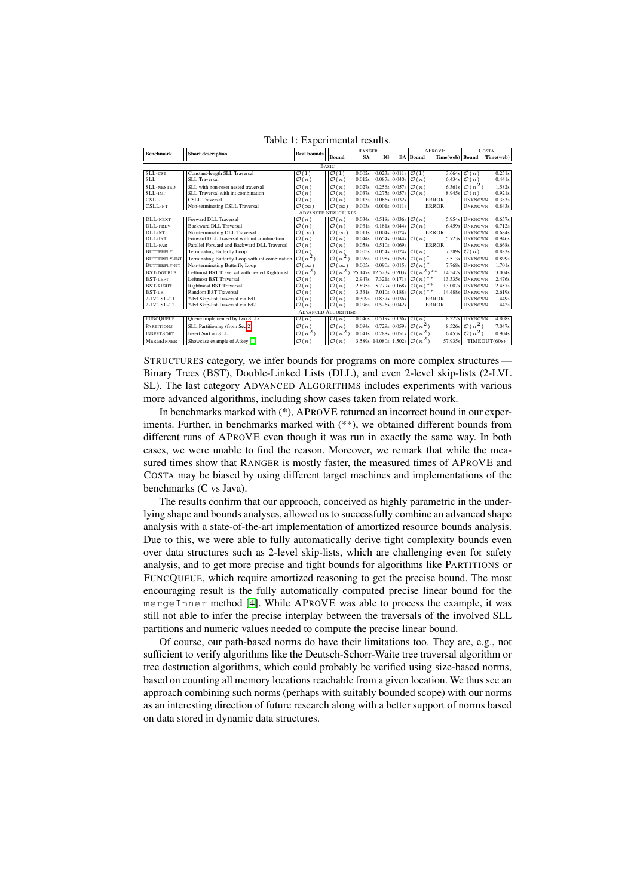Table 1: Experimental results.

| Benchmark | Short description | Real bounds | Ranger | | | | AProVE | | Costa | |
|---|---|---|---|---|---|---|---|---|---|---|
| | | | Bound | SA | IG | BA | Bound | Time(web) | Bound | Time(web) |
| **Basic** | | | | | | | | | | |
| SLL-cst | Constant-length SLL Traversal | $\mathcal{O}(1)$ | $\mathcal{O}(1)$ | 0.002s | 0.023s | 0.011s | $\mathcal{O}(1)$ | 3.664s | $\mathcal{O}(n)$ | 0.251s |
| SLL | SLL Traversal | $\mathcal{O}(n)$ | $\mathcal{O}(n)$ | 0.012s | 0.087s | 0.040s | $\mathcal{O}(n)$ | 6.434s | $\mathcal{O}(n)$ | 0.441s |
| SLL-nested | SLL with non-reset nested traversal | $\mathcal{O}(n)$ | $\mathcal{O}(n)$ | 0.027s | 0.256s | 0.057s | $\mathcal{O}(n)$ | 6.361s | $\mathcal{O}(n^2)$ | 1.582s |
| SLL-int | SLL Traversal with int combination | $\mathcal{O}(n)$ | $\mathcal{O}(n)$ | 0.037s | 0.275s | 0.057s | $\mathcal{O}(n)$ | 8.945s | $\mathcal{O}(n)$ | 0.921s |
| CSLL | CSLL Traversal | $\mathcal{O}(n)$ | $\mathcal{O}(n)$ | 0.013s | 0.086s | 0.032s | Error | | Unknown | 0.383s |
| CSLL-nt | Non-terminating CSLL Traversal | $\mathcal{O}(\infty)$ | $\mathcal{O}(\infty)$ | 0.003s | 0.001s | 0.011s | Error | | Unknown | 0.843s |
| **Advanced Structures** | | | | | | | | | | |
| DLL-next | Forward DLL Traversal | $\mathcal{O}(n)$ | $\mathcal{O}(n)$ | 0.034s | 0.518s | 0.036s | $\mathcal{O}(n)$ | 5.954s | Unknown | 0.657s |
| DLL-prev | Backward DLL Traversal | $\mathcal{O}(n)$ | $\mathcal{O}(n)$ | 0.031s | 0.181s | 0.044s | $\mathcal{O}(n)$ | 6.459s | Unknown | 0.712s |
| DLL-nt | Non-terminating DLL Traversal | $\mathcal{O}(\infty)$ | $\mathcal{O}(\infty)$ | 0.011s | 0.004s | 0.024s | Error | | Unknown | 0.684s |
| DLL-int | Forward DLL Traversal with int combination | $\mathcal{O}(n)$ | $\mathcal{O}(n)$ | 0.044s | 0.654s | 0.044s | $\mathcal{O}(n)$ | 5.723s | Unknown | 0.946s |
| DLL-par | Parallel Forward and Backward DLL Traversal | $\mathcal{O}(n)$ | $\mathcal{O}(n)$ | 0.058s | 0.510s | 0.069s | Error | | Unknown | 0.668s |
| Butterfly | Terminating Butterfly Loop | $\mathcal{O}(n)$ | $\mathcal{O}(n)$ | 0.005s | 0.054s | 0.024s | $\mathcal{O}(n)$ | 7.389s | $\mathcal{O}(n)$ | 0.883s |
| Butterfly-int | Terminating Butterfly Loop with int combination | $\mathcal{O}(n^2)$ | $\mathcal{O}(n^2)$ | 0.026s | 0.198s | 0.059s | $\mathcal{O}(n)^*$ | 3.513s | Unknown | 0.899s |
| Butterfly-nt | Non-terminating Butterfly Loop | $\mathcal{O}(\infty)$ | $\mathcal{O}(\infty)$ | 0.005s | 0.090s | 0.015s | $\mathcal{O}(n)^*$ | 7.768s | Unknown | 1.701s |
| BST-double | Leftmost BST Traversal with nested Rightmost | $\mathcal{O}(n^2)$ | $\mathcal{O}(n^2)$ | 25.147s | 12.523s | 0.203s | $\mathcal{O}(n^2)^{**}$ | 14.547s | Unknown | 3.004s |
| BST-left | Leftmost BST Traversal | $\mathcal{O}(n)$ | $\mathcal{O}(n)$ | 2.947s | 7.321s | 0.171s | $\mathcal{O}(n)^{**}$ | 13.335s | Unknown | 2.476s |
| BST-right | Rightmost BST Traversal | $\mathcal{O}(n)$ | $\mathcal{O}(n)$ | 2.895s | 5.779s | 0.168s | $\mathcal{O}(n)^{**}$ | 13.007s | Unknown | 2.457s |
| BST-lr | Random BST Traversal | $\mathcal{O}(n)$ | $\mathcal{O}(n)$ | 3.331s | 7.010s | 0.188s | $\mathcal{O}(n)^{**}$ | 14.488s | Unknown | 2.619s |
| 2-lvl SL-l1 | 2-lvl Skip-list Traversal via lvl1 | $\mathcal{O}(n)$ | $\mathcal{O}(n)$ | 0.309s | 0.837s | 0.036s | Error | | Unknown | 1.449s |
| 2-lvl SL-l2 | 2-lvl Skip-list Traversal via lvl2 | $\mathcal{O}(n)$ | $\mathcal{O}(n)$ | 0.096s | 0.526s | 0.042s | Error | | Unknown | 1.442s |
| **Advanced Algorithms** | | | | | | | | | | |
| FuncQueue | Queue implemented by two SLLs | $\mathcal{O}(n)$ | $\mathcal{O}(n)$ | 0.046s | 0.519s | 0.136s | $\mathcal{O}(n)$ | 8.222s | Unknown | 4.808s |
| Partitions | SLL Partitioning (from Sec 2) | $\mathcal{O}(n)$ | $\mathcal{O}(n)$ | 0.094s | 0.729s | 0.059s | $\mathcal{O}(n^2)$ | 8.526s | $\mathcal{O}(n^2)$ | 7.047s |
| InsertSort | Insert Sort on SLL | $\mathcal{O}(n^2)$ | $\mathcal{O}(n^2)$ | 0.041s | 0.288s | 0.051s | $\mathcal{O}(n^2)$ | 6.453s | $\mathcal{O}(n^2)$ | 0.904s |
| MergeInner | Showcase example of Atkey [4] | $\mathcal{O}(n)$ | $\mathcal{O}(n)$ | 3.589s | 14.080s | 1.502s | $\mathcal{O}(n^2)$ | 57.935s | Timeout(60s) | |

Structures category, we infer bounds for programs on more complex structures — Binary Trees (BST), Double-Linked Lists (DLL), and even 2-level skip-lists (2-LVL SL). The last category Advanced Algorithms includes experiments with various more advanced algorithms, including show cases taken from related work.

In benchmarks marked with (*), AProVE returned an incorrect bound in our experiments. Further, in benchmarks marked with (**), we obtained different bounds from different runs of AProVE even though it was run in exactly the same way. In both cases, we were unable to find the reason. Moreover, we remark that while the measured times show that Ranger is mostly faster, the measured times of AProVE and Costa may be biased by using different target machines and implementations of the benchmarks (C vs Java).

The results confirm that our approach, conceived as highly parametric in the underlying shape and bounds analyses, allowed us to successfully combine an advanced shape analysis with a state-of-the-art implementation of amortized resource bounds analysis. Due to this, we were able to fully automatically derive tight complexity bounds even over data structures such as 2-level skip-lists, which are challenging even for safety analysis, and to get more precise and tight bounds for algorithms like Partitions or FuncQueue, which require amortized reasoning to get the precise bound. The most encouraging result is the fully automatically computed precise linear bound for the `mergeInner` method [4]. While AProVE was able to process the example, it was still not able to infer the precise interplay between the traversals of the involved SLL partitions and numeric values needed to compute the precise linear bound.

Of course, our path-based norms do have their limitations too. They are, e.g., not sufficient to verify algorithms like the Deutsch-Schorr-Waite tree traversal algorithm or tree destruction algorithms, which could probably be verified using size-based norms, based on counting all memory locations reachable from a given location. We thus see an approach combining such norms (perhaps with suitably bounded scope) with our norms as an interesting direction of future research along with a better support of norms based on data stored in dynamic data structures.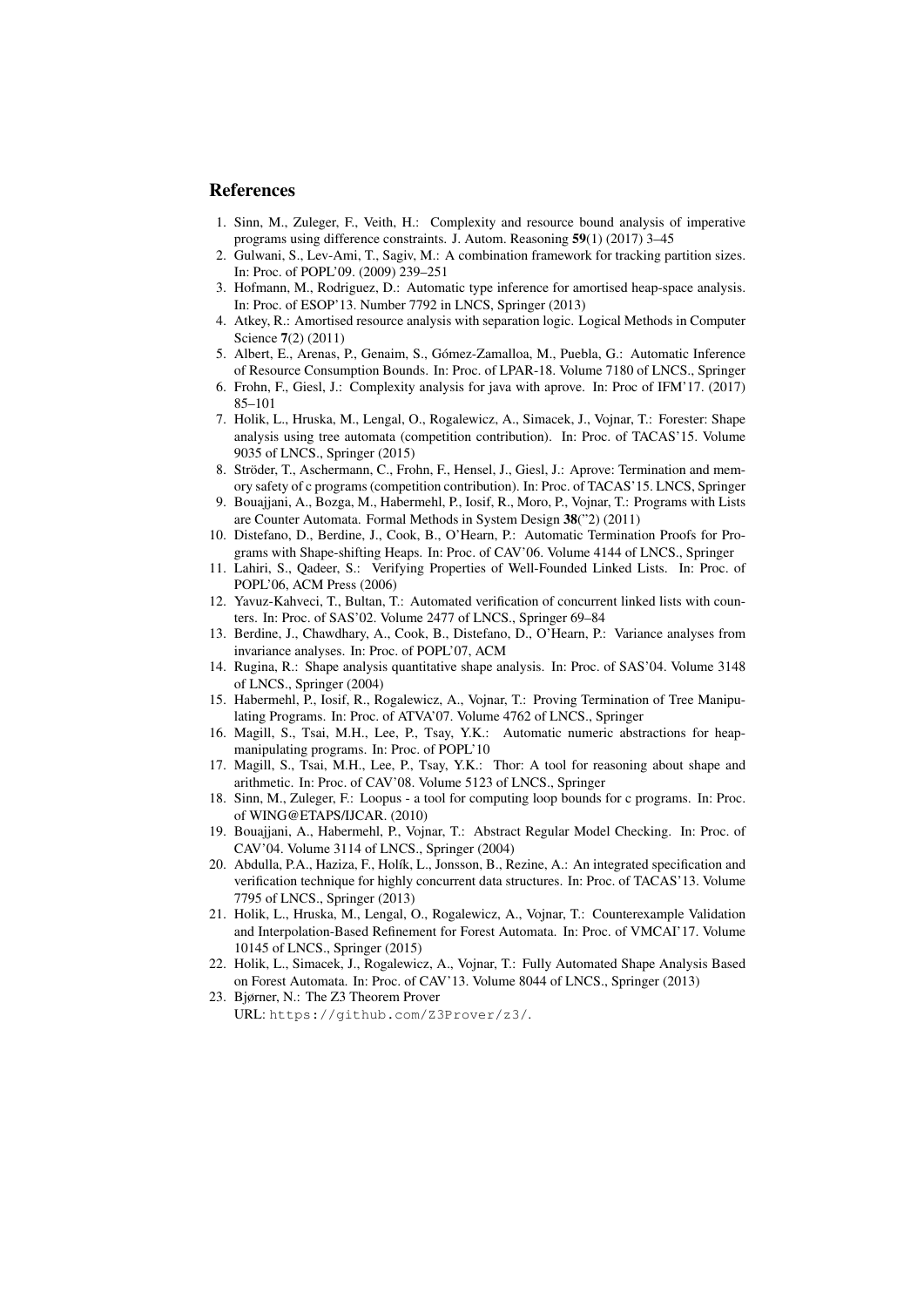## References

1. Sinn, M., Zuleger, F., Veith, H.: Complexity and resource bound analysis of imperative programs using difference constraints. J. Autom. Reasoning **59**(1) (2017) 3–45
2. Gulwani, S., Lev-Ami, T., Sagiv, M.: A combination framework for tracking partition sizes. In: Proc. of POPL'09. (2009) 239–251
3. Hofmann, M., Rodriguez, D.: Automatic type inference for amortised heap-space analysis. In: Proc. of ESOP'13. Number 7792 in LNCS, Springer (2013)
4. Atkey, R.: Amortised resource analysis with separation logic. Logical Methods in Computer Science **7**(2) (2011)
5. Albert, E., Arenas, P., Genaim, S., Gómez-Zamalloa, M., Puebla, G.: Automatic Inference of Resource Consumption Bounds. In: Proc. of LPAR-18. Volume 7180 of LNCS., Springer
6. Frohn, F., Giesl, J.: Complexity analysis for java with aprove. In: Proc of IFM'17. (2017) 85–101
7. Holik, L., Hruska, M., Lengal, O., Rogalewicz, A., Simacek, J., Vojnar, T.: Forester: Shape analysis using tree automata (competition contribution). In: Proc. of TACAS'15. Volume 9035 of LNCS., Springer (2015)
8. Ströder, T., Aschermann, C., Frohn, F., Hensel, J., Giesl, J.: Aprove: Termination and memory safety of c programs (competition contribution). In: Proc. of TACAS'15. LNCS, Springer
9. Bouajjani, A., Bozga, M., Habermehl, P., Iosif, R., Moro, P., Vojnar, T.: Programs with Lists are Counter Automata. Formal Methods in System Design **38**("2) (2011)
10. Distefano, D., Berdine, J., Cook, B., O'Hearn, P.: Automatic Termination Proofs for Programs with Shape-shifting Heaps. In: Proc. of CAV'06. Volume 4144 of LNCS., Springer
11. Lahiri, S., Qadeer, S.: Verifying Properties of Well-Founded Linked Lists. In: Proc. of POPL'06, ACM Press (2006)
12. Yavuz-Kahveci, T., Bultan, T.: Automated verification of concurrent linked lists with counters. In: Proc. of SAS'02. Volume 2477 of LNCS., Springer 69–84
13. Berdine, J., Chawdhary, A., Cook, B., Distefano, D., O'Hearn, P.: Variance analyses from invariance analyses. In: Proc. of POPL'07, ACM
14. Rugina, R.: Shape analysis quantitative shape analysis. In: Proc. of SAS'04. Volume 3148 of LNCS., Springer (2004)
15. Habermehl, P., Iosif, R., Rogalewicz, A., Vojnar, T.: Proving Termination of Tree Manipulating Programs. In: Proc. of ATVA'07. Volume 4762 of LNCS., Springer
16. Magill, S., Tsai, M.H., Lee, P., Tsay, Y.K.: Automatic numeric abstractions for heap-manipulating programs. In: Proc. of POPL'10
17. Magill, S., Tsai, M.H., Lee, P., Tsay, Y.K.: Thor: A tool for reasoning about shape and arithmetic. In: Proc. of CAV'08. Volume 5123 of LNCS., Springer
18. Sinn, M., Zuleger, F.: Loopus - a tool for computing loop bounds for c programs. In: Proc. of WING@ETAPS/IJCAR. (2010)
19. Bouajjani, A., Habermehl, P., Vojnar, T.: Abstract Regular Model Checking. In: Proc. of CAV'04. Volume 3114 of LNCS., Springer (2004)
20. Abdulla, P.A., Haziza, F., Holík, L., Jonsson, B., Rezine, A.: An integrated specification and verification technique for highly concurrent data structures. In: Proc. of TACAS'13. Volume 7795 of LNCS., Springer (2013)
21. Holik, L., Hruska, M., Lengal, O., Rogalewicz, A., Vojnar, T.: Counterexample Validation and Interpolation-Based Refinement for Forest Automata. In: Proc. of VMCAI'17. Volume 10145 of LNCS., Springer (2015)
22. Holik, L., Simacek, J., Rogalewicz, A., Vojnar, T.: Fully Automated Shape Analysis Based on Forest Automata. In: Proc. of CAV'13. Volume 8044 of LNCS., Springer (2013)
23. Bjørner, N.: The Z3 Theorem Prover  
URL: https://github.com/Z3Prover/z3/.